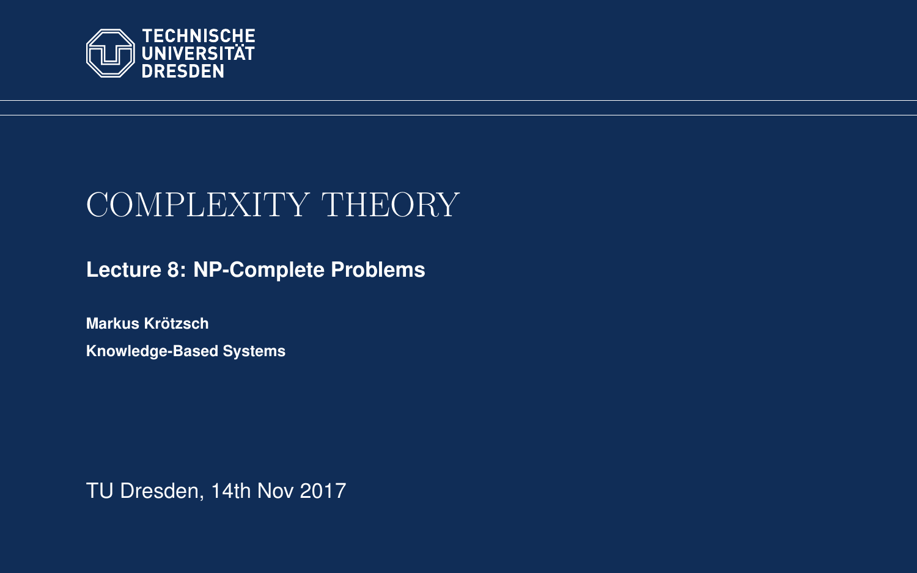TECHNISCHE UNIVERSITÄT DRESDEN

# COMPLEXITY THEORY

## Lecture 8: NP-Complete Problems

**Markus Krötzsch**

**Knowledge-Based Systems**

TU Dresden, 14th Nov 2017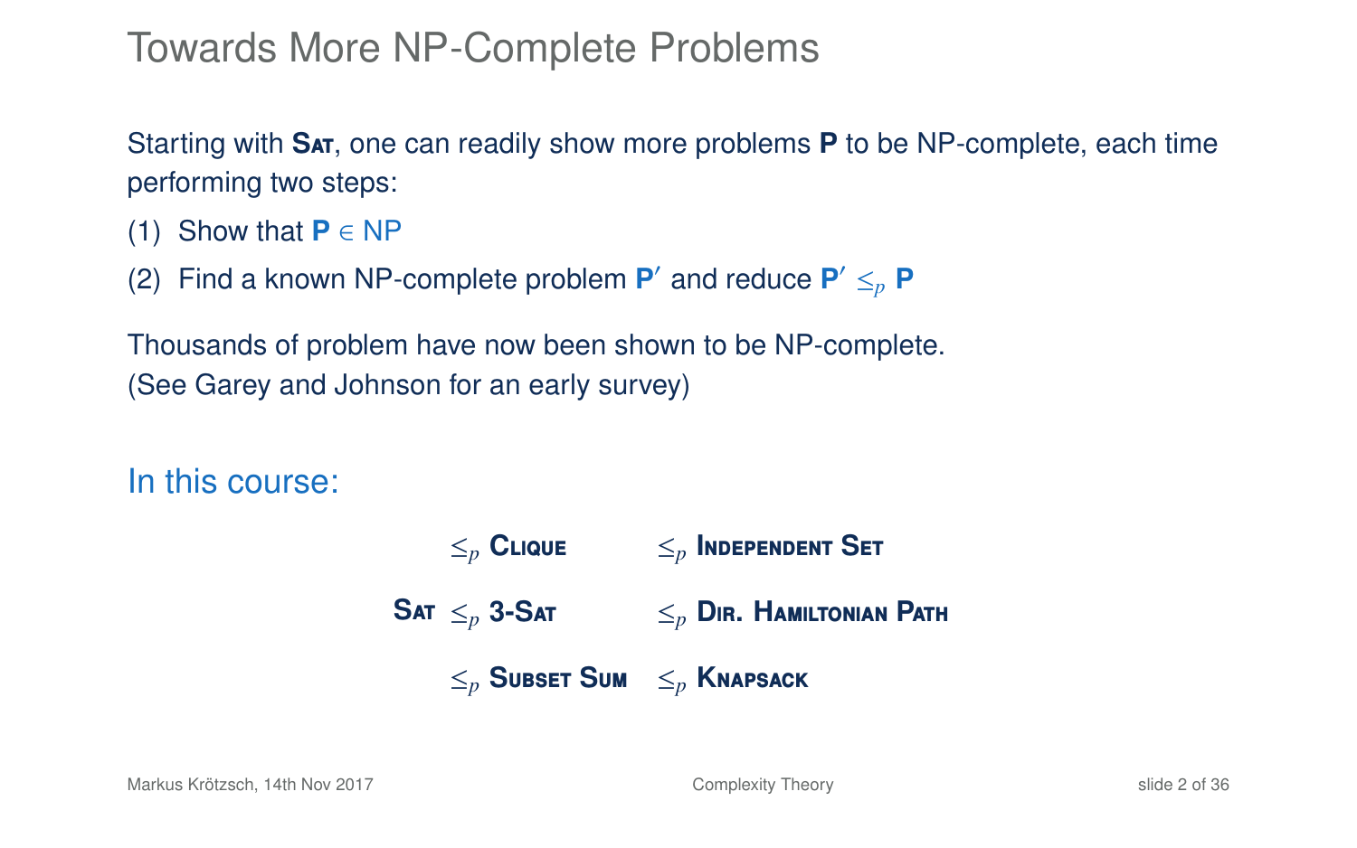# Towards More NP-Complete Problems

Starting with **Sat**, one can readily show more problems **P** to be NP-complete, each time performing two steps:

(1) Show that **P** $\in$ NP

(2) Find a known NP-complete problem **P′** and reduce **P′** $\leq_p$ **P**

Thousands of problem have now been shown to be NP-complete.
(See Garey and Johnson for an early survey)

## In this course:

|  |  |  |  |  |
|---|---|---|---|---|
|  | $\leq_p$ | **Clique** | $\leq_p$ | **Independent Set** |
| **Sat** | $\leq_p$ | **3-Sat** | $\leq_p$ | **Dir. Hamiltonian Path** |
|  | $\leq_p$ | **Subset Sum** | $\leq_p$ | **Knapsack** |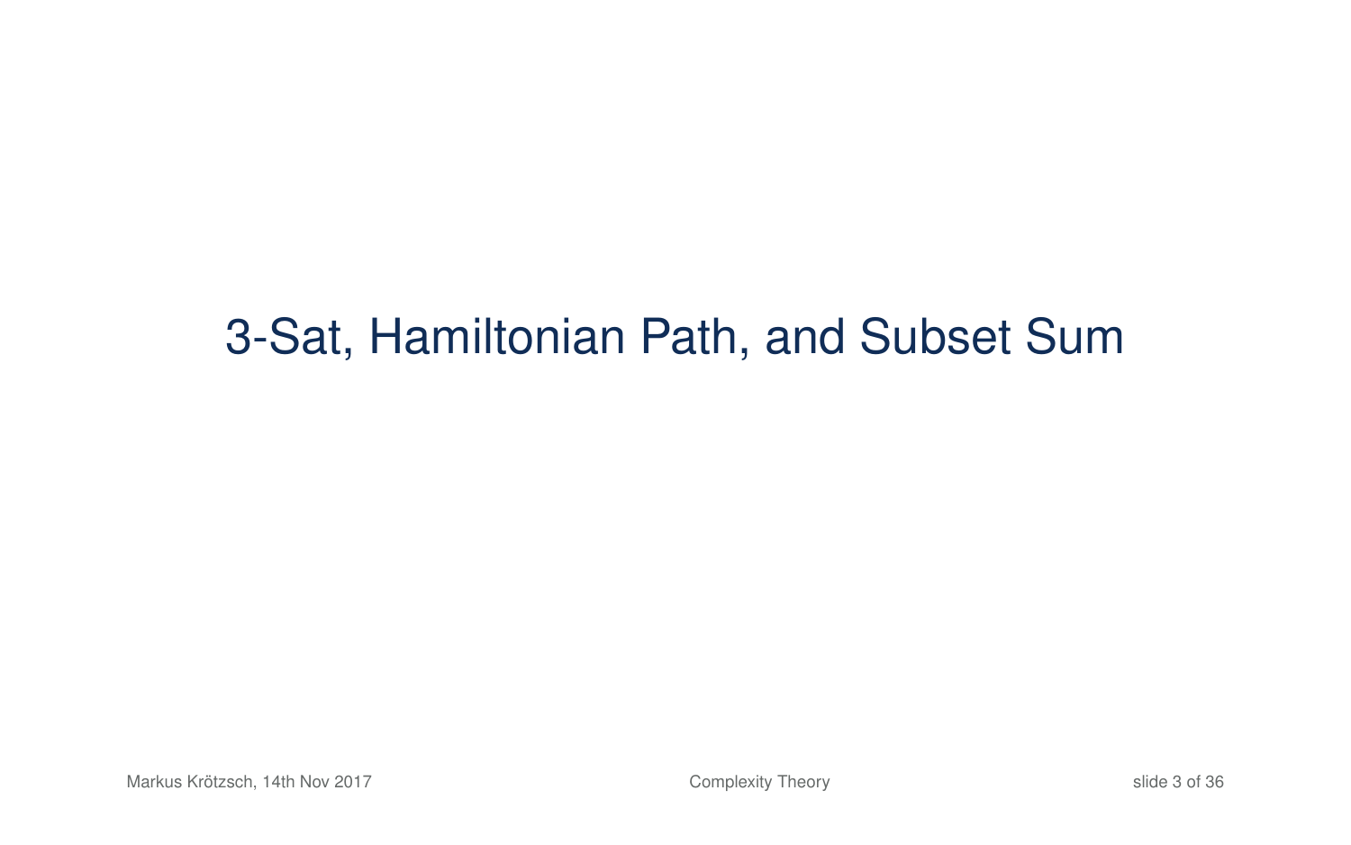# 3-Sat, Hamiltonian Path, and Subset Sum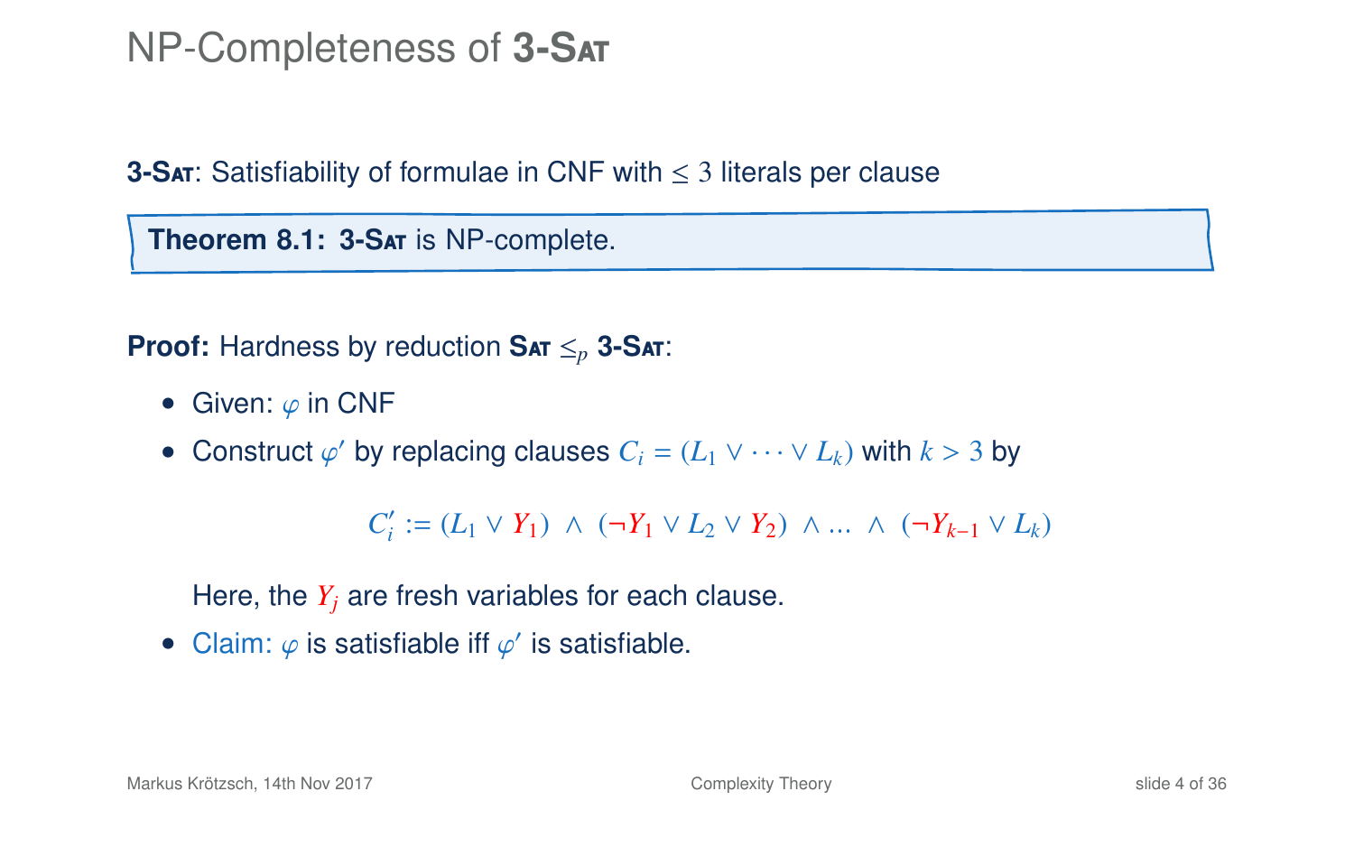# NP-Completeness of **3-Sat**

**3-Sat**: Satisfiability of formulae in CNF with $\leq 3$ literals per clause

**Theorem 8.1: 3-Sat** is NP-complete.

**Proof:** Hardness by reduction **Sat** $\leq_p$ **3-Sat**:

- Given: $\varphi$ in CNF
- Construct $\varphi'$ by replacing clauses $C_i = (L_1 \vee \cdots \vee L_k)$ with $k > 3$ by

$$C'_i := (L_1 \vee Y_1) \ \wedge \ (\neg Y_1 \vee L_2 \vee Y_2) \ \wedge \ldots \ \wedge \ (\neg Y_{k-1} \vee L_k)$$

  Here, the $Y_j$ are fresh variables for each clause.

- Claim: $\varphi$ is satisfiable iff $\varphi'$ is satisfiable.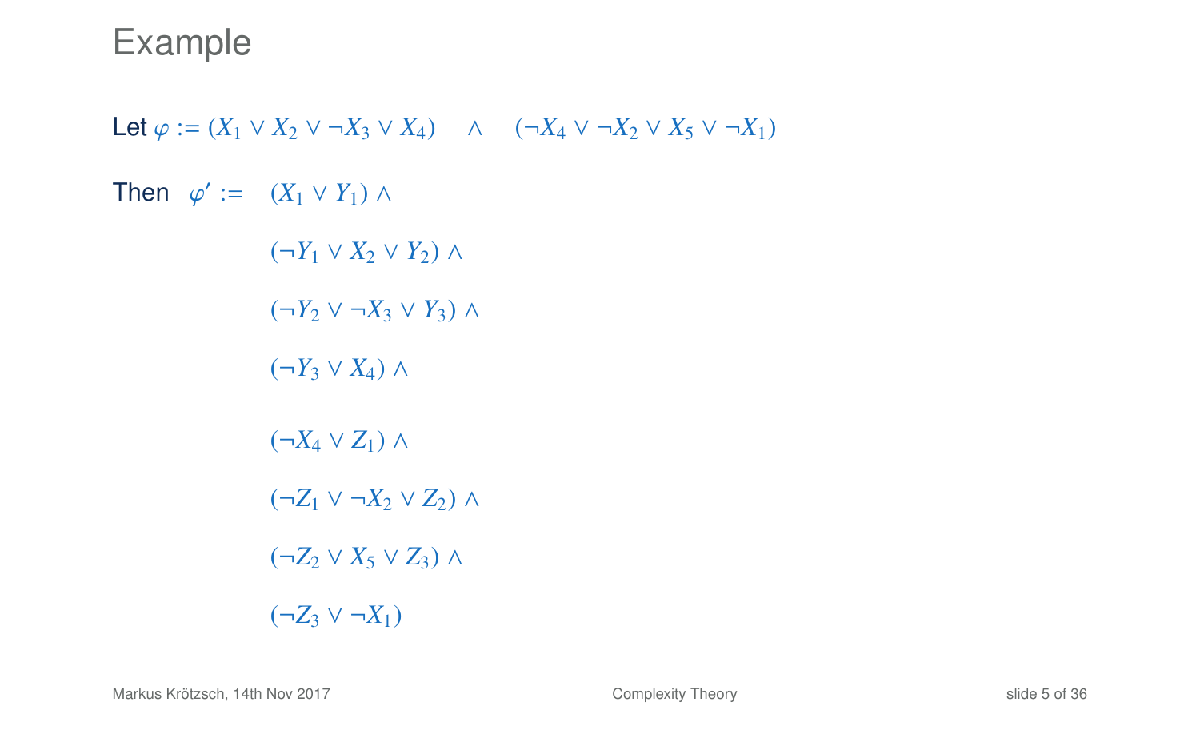# Example

Let $\varphi := (X_1 \vee X_2 \vee \neg X_3 \vee X_4) \quad \wedge \quad (\neg X_4 \vee \neg X_2 \vee X_5 \vee \neg X_1)$

Then

$$
\begin{aligned}
\varphi' := \quad & (X_1 \vee Y_1) \wedge \\
& (\neg Y_1 \vee X_2 \vee Y_2) \wedge \\
& (\neg Y_2 \vee \neg X_3 \vee Y_3) \wedge \\
& (\neg Y_3 \vee X_4) \wedge \\
& (\neg X_4 \vee Z_1) \wedge \\
& (\neg Z_1 \vee \neg X_2 \vee Z_2) \wedge \\
& (\neg Z_2 \vee X_5 \vee Z_3) \wedge \\
& (\neg Z_3 \vee \neg X_1)
\end{aligned}
$$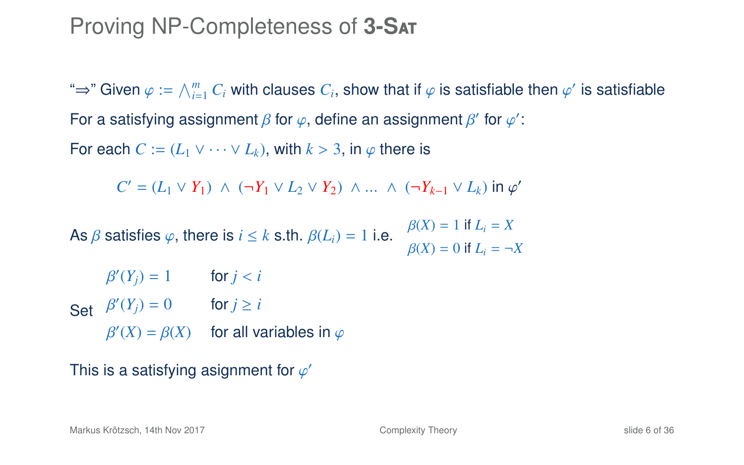# Proving NP-Completeness of 3-Sat

"⇒" Given $\varphi := \bigwedge_{i=1}^{m} C_i$ with clauses $C_i$, show that if $\varphi$ is satisfiable then $\varphi'$ is satisfiable

For a satisfying assignment $\beta$ for $\varphi$, define an assignment $\beta'$ for $\varphi'$:

For each $C := (L_1 \vee \cdots \vee L_k)$, with $k > 3$, in $\varphi$ there is

$$C' = (L_1 \vee Y_1) \;\wedge\; (\neg Y_1 \vee L_2 \vee Y_2) \;\wedge \ldots \wedge\; (\neg Y_{k-1} \vee L_k) \text{ in } \varphi'$$

As $\beta$ satisfies $\varphi$, there is $i \leq k$ s.th. $\beta(L_i) = 1$ i.e.
$\beta(X) = 1$ if $L_i = X$
$\beta(X) = 0$ if $L_i = \neg X$

Set
- $\beta'(Y_j) = 1$ for $j < i$
- $\beta'(Y_j) = 0$ for $j \geq i$
- $\beta'(X) = \beta(X)$ for all variables in $\varphi$

This is a satisfying assignment for $\varphi'$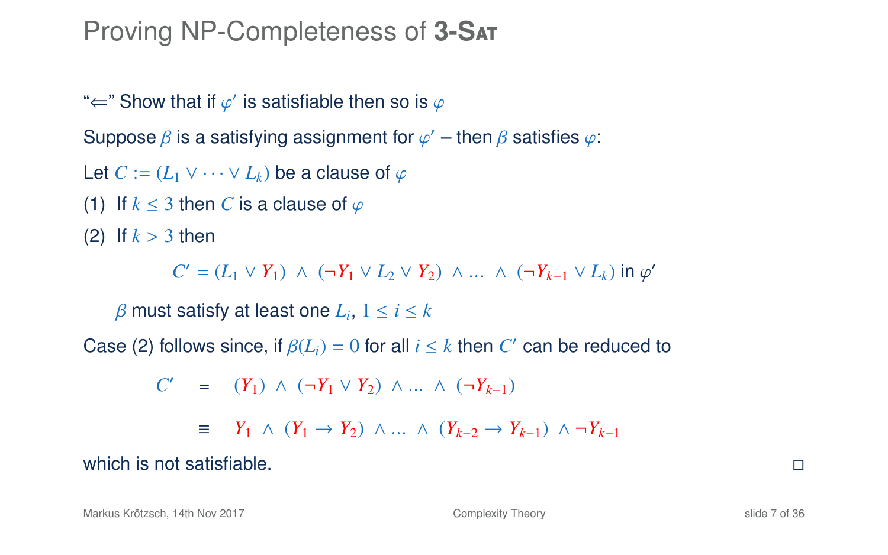# Proving NP-Completeness of 3-Sat

"⇐" Show that if $\varphi'$ is satisfiable then so is $\varphi$

Suppose $\beta$ is a satisfying assignment for $\varphi'$ – then $\beta$ satisfies $\varphi$:

Let $C := (L_1 \vee \cdots \vee L_k)$ be a clause of $\varphi$

(1) If $k \leq 3$ then $C$ is a clause of $\varphi$

(2) If $k > 3$ then

$$C' = (L_1 \vee Y_1) \ \wedge \ (\neg Y_1 \vee L_2 \vee Y_2) \ \wedge \ldots \ \wedge \ (\neg Y_{k-1} \vee L_k) \text{ in } \varphi'$$

$\beta$ must satisfy at least one $L_i$, $1 \leq i \leq k$

Case (2) follows since, if $\beta(L_i) = 0$ for all $i \leq k$ then $C'$ can be reduced to

$$
\begin{aligned}
C' \quad &= \quad (Y_1) \ \wedge \ (\neg Y_1 \vee Y_2) \ \wedge \ldots \ \wedge \ (\neg Y_{k-1}) \\
&\equiv \quad Y_1 \ \wedge \ (Y_1 \rightarrow Y_2) \ \wedge \ldots \ \wedge \ (Y_{k-2} \rightarrow Y_{k-1}) \ \wedge \neg Y_{k-1}
\end{aligned}
$$

which is not satisfiable. □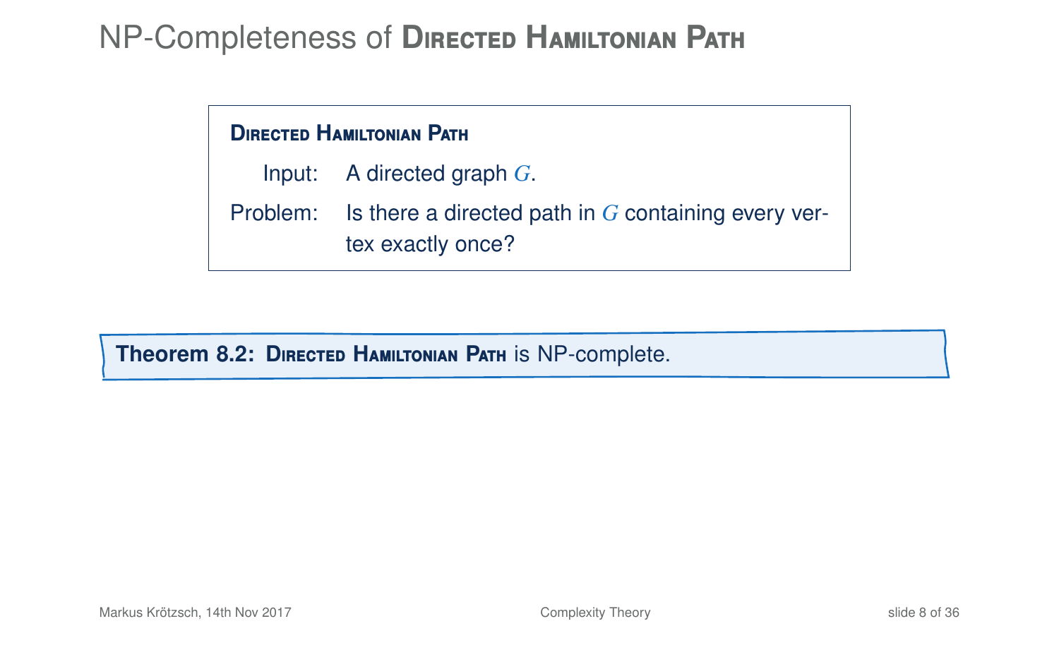# NP-Completeness of Directed Hamiltonian Path

**Directed Hamiltonian Path**

Input: A directed graph $G$.

Problem: Is there a directed path in $G$ containing every vertex exactly once?

**Theorem 8.2: Directed Hamiltonian Path** is NP-complete.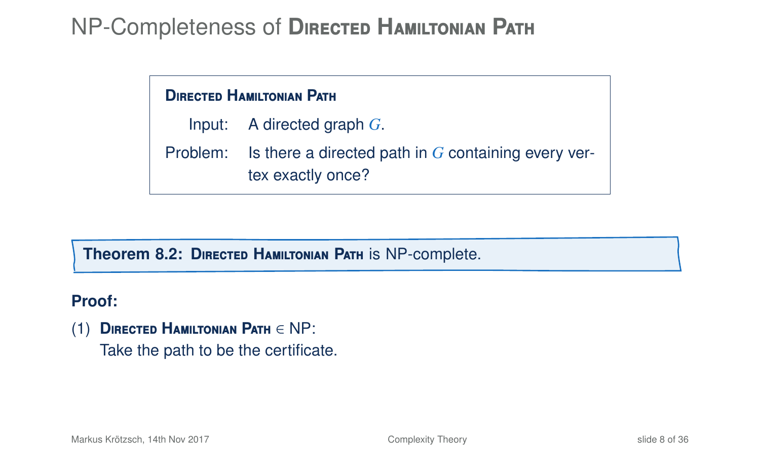# NP-Completeness of Directed Hamiltonian Path

**Directed Hamiltonian Path**

Input: A directed graph $G$.

Problem: Is there a directed path in $G$ containing every vertex exactly once?

**Theorem 8.2: Directed Hamiltonian Path** is NP-complete.

**Proof:**

(1) **Directed Hamiltonian Path** $\in$ NP:
Take the path to be the certificate.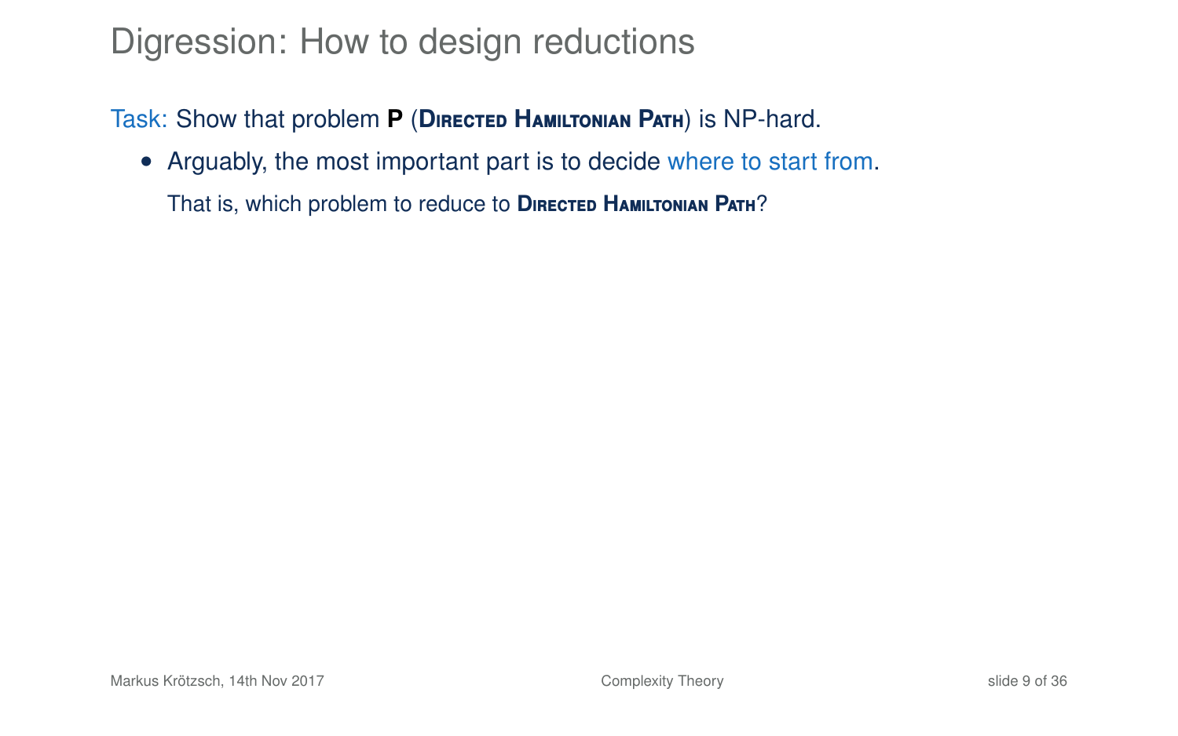# Digression: How to design reductions

Task: Show that problem **P** (**Directed Hamiltonian Path**) is NP-hard.

- Arguably, the most important part is to decide where to start from.

  That is, which problem to reduce to **Directed Hamiltonian Path**?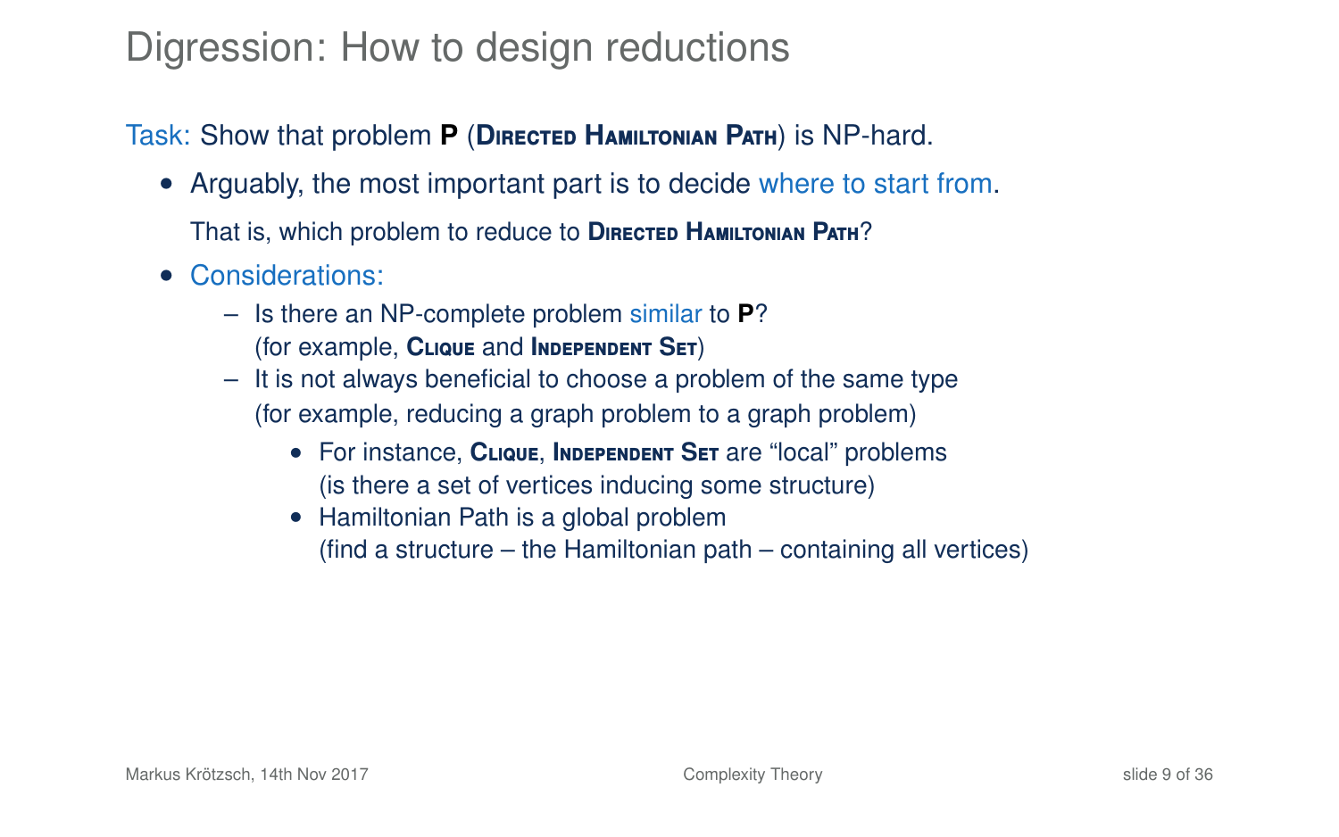# Digression: How to design reductions

Task: Show that problem **P** (**Directed Hamiltonian Path**) is NP-hard.

- Arguably, the most important part is to decide where to start from.

  That is, which problem to reduce to **Directed Hamiltonian Path**?

- Considerations:
  - Is there an NP-complete problem similar to **P**?
    (for example, **Clique** and **Independent Set**)
  - It is not always beneficial to choose a problem of the same type
    (for example, reducing a graph problem to a graph problem)
    - For instance, **Clique**, **Independent Set** are "local" problems
      (is there a set of vertices inducing some structure)
    - Hamiltonian Path is a global problem
      (find a structure – the Hamiltonian path – containing all vertices)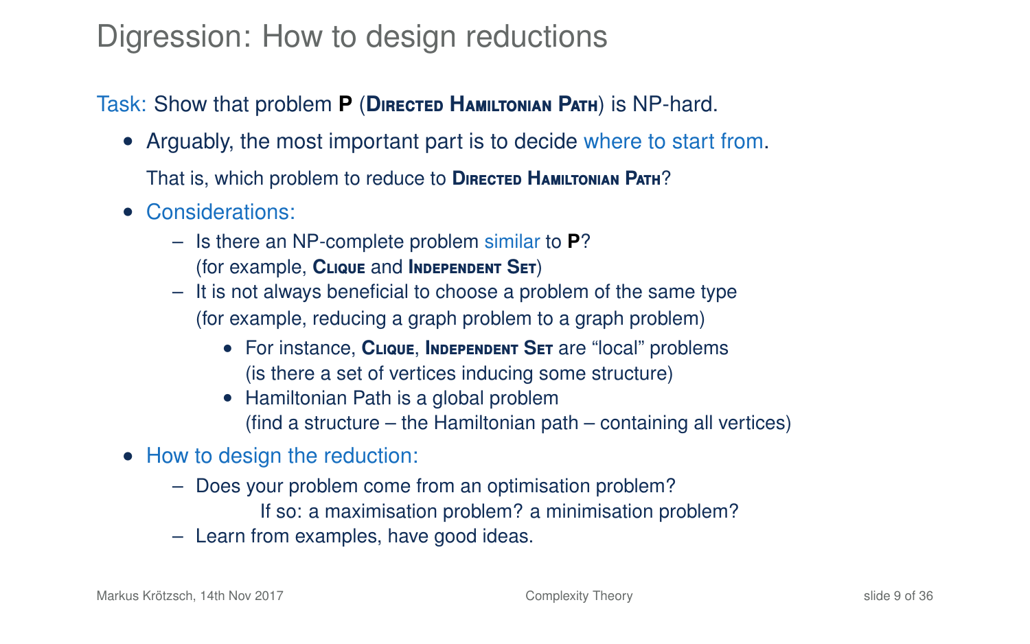# Digression: How to design reductions

Task: Show that problem **P** (**Directed Hamiltonian Path**) is NP-hard.

- Arguably, the most important part is to decide where to start from.

  That is, which problem to reduce to **Directed Hamiltonian Path**?

- Considerations:
  - Is there an NP-complete problem similar to **P**?
    (for example, **Clique** and **Independent Set**)
  - It is not always beneficial to choose a problem of the same type
    (for example, reducing a graph problem to a graph problem)
    - For instance, **Clique**, **Independent Set** are "local" problems
      (is there a set of vertices inducing some structure)
    - Hamiltonian Path is a global problem
      (find a structure – the Hamiltonian path – containing all vertices)

- How to design the reduction:
  - Does your problem come from an optimisation problem?
    If so: a maximisation problem? a minimisation problem?
  - Learn from examples, have good ideas.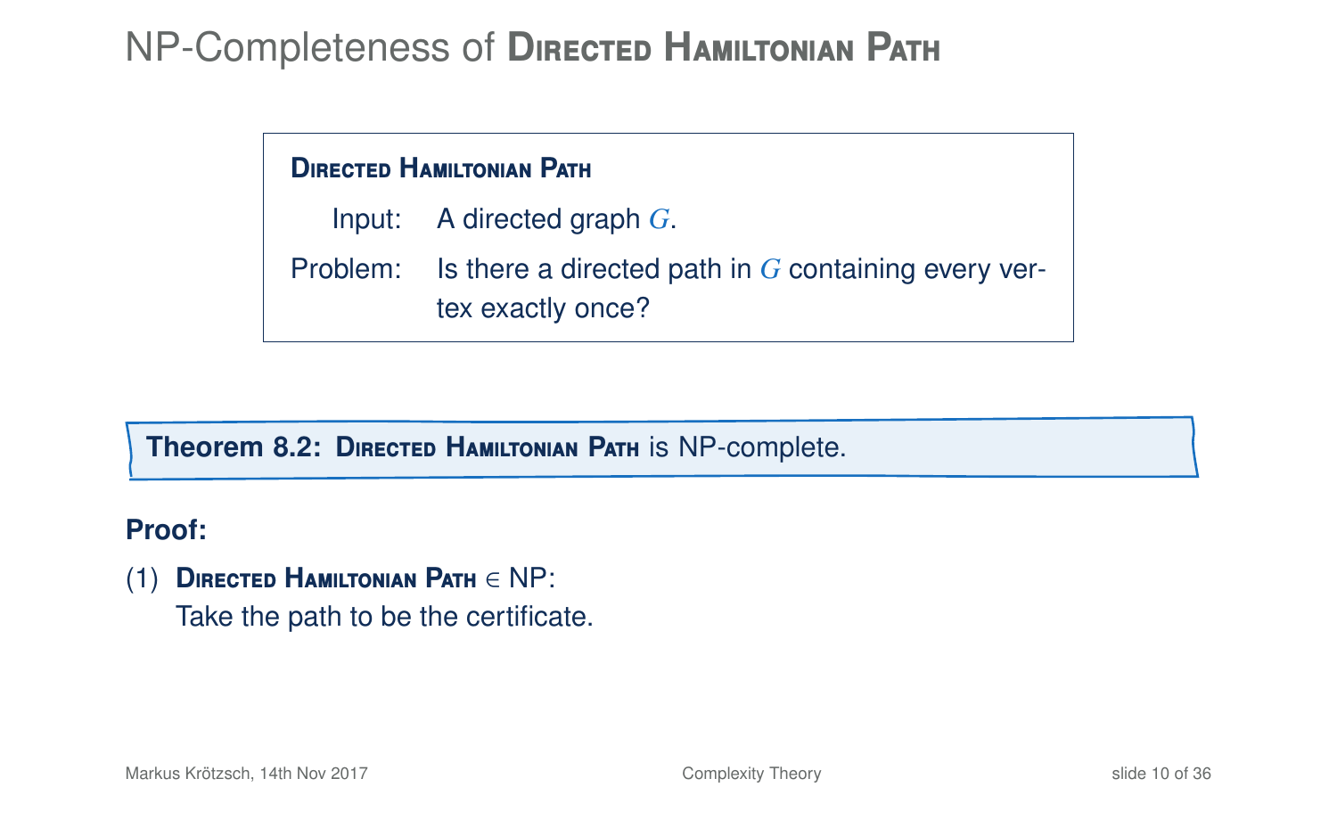# NP-Completeness of **Directed Hamiltonian Path**

> **Directed Hamiltonian Path**
>
> Input: A directed graph $G$.
>
> Problem: Is there a directed path in $G$ containing every vertex exactly once?

**Theorem 8.2: Directed Hamiltonian Path** is NP-complete.

**Proof:**

(1) **Directed Hamiltonian Path** $\in$ NP:
Take the path to be the certificate.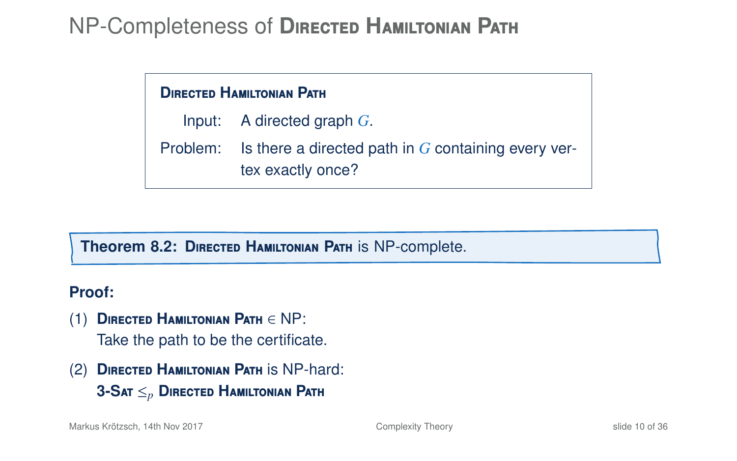# NP-Completeness of Directed Hamiltonian Path

**Directed Hamiltonian Path**

Input: A directed graph $G$.

Problem: Is there a directed path in $G$ containing every vertex exactly once?

**Theorem 8.2:** **Directed Hamiltonian Path** is NP-complete.

**Proof:**

(1) **Directed Hamiltonian Path** $\in$ NP:
Take the path to be the certificate.

(2) **Directed Hamiltonian Path** is NP-hard:
**3-Sat** $\leq_p$ **Directed Hamiltonian Path**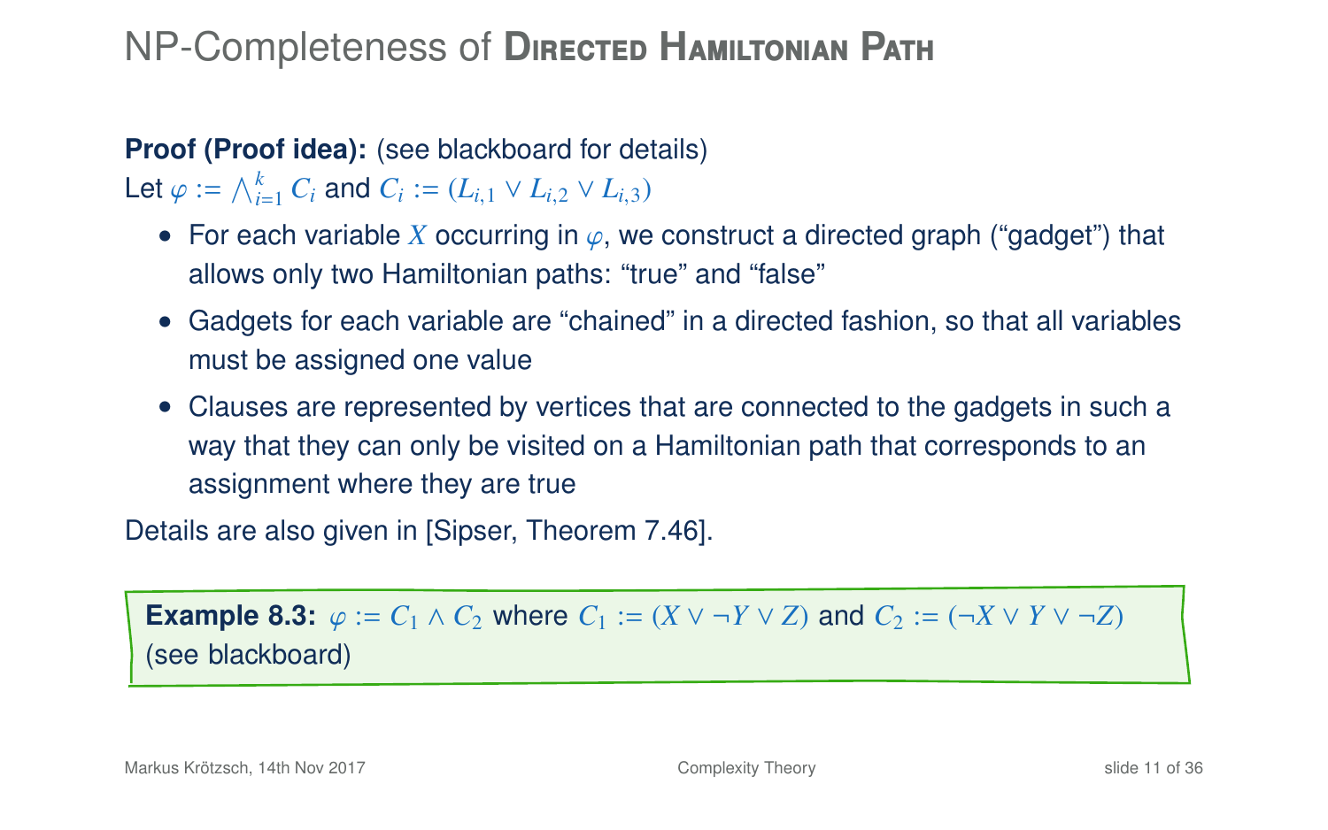# NP-Completeness of Directed Hamiltonian Path

**Proof (Proof idea):** (see blackboard for details)
Let $\varphi := \bigwedge_{i=1}^{k} C_i$ and $C_i := (L_{i,1} \vee L_{i,2} \vee L_{i,3})$

- For each variable $X$ occurring in $\varphi$, we construct a directed graph ("gadget") that allows only two Hamiltonian paths: "true" and "false"
- Gadgets for each variable are "chained" in a directed fashion, so that all variables must be assigned one value
- Clauses are represented by vertices that are connected to the gadgets in such a way that they can only be visited on a Hamiltonian path that corresponds to an assignment where they are true

Details are also given in [Sipser, Theorem 7.46].

**Example 8.3:** $\varphi := C_1 \wedge C_2$ where $C_1 := (X \vee \neg Y \vee Z)$ and $C_2 := (\neg X \vee Y \vee \neg Z)$ (see blackboard)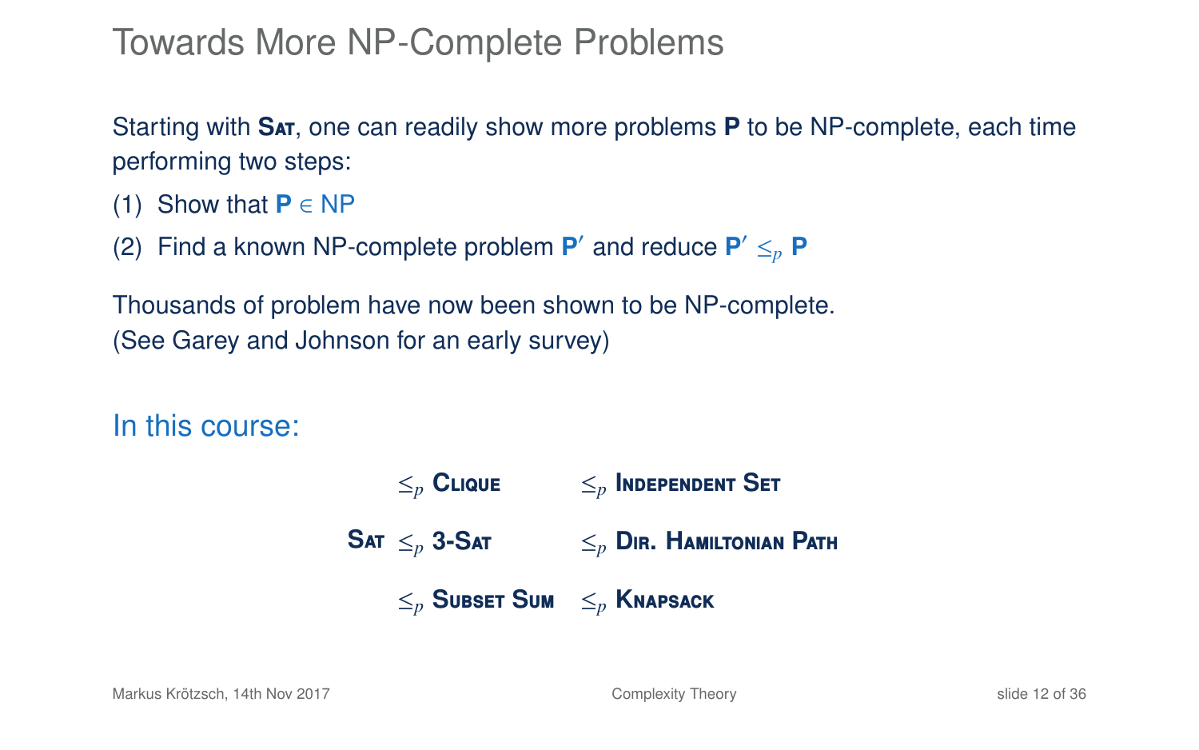# Towards More NP-Complete Problems

Starting with **Sat**, one can readily show more problems **P** to be NP-complete, each time performing two steps:

(1) Show that **P** $\in$ NP

(2) Find a known NP-complete problem **P′** and reduce **P′** $\leq_p$ **P**

Thousands of problem have now been shown to be NP-complete.
(See Garey and Johnson for an early survey)

## In this course:

| | | | |
|---|---|---|---|
| | $\leq_p$ **Clique** | $\leq_p$ **Independent Set** |
| **Sat** | $\leq_p$ **3-Sat** | $\leq_p$ **Dir. Hamiltonian Path** |
| | $\leq_p$ **Subset Sum** | $\leq_p$ **Knapsack** |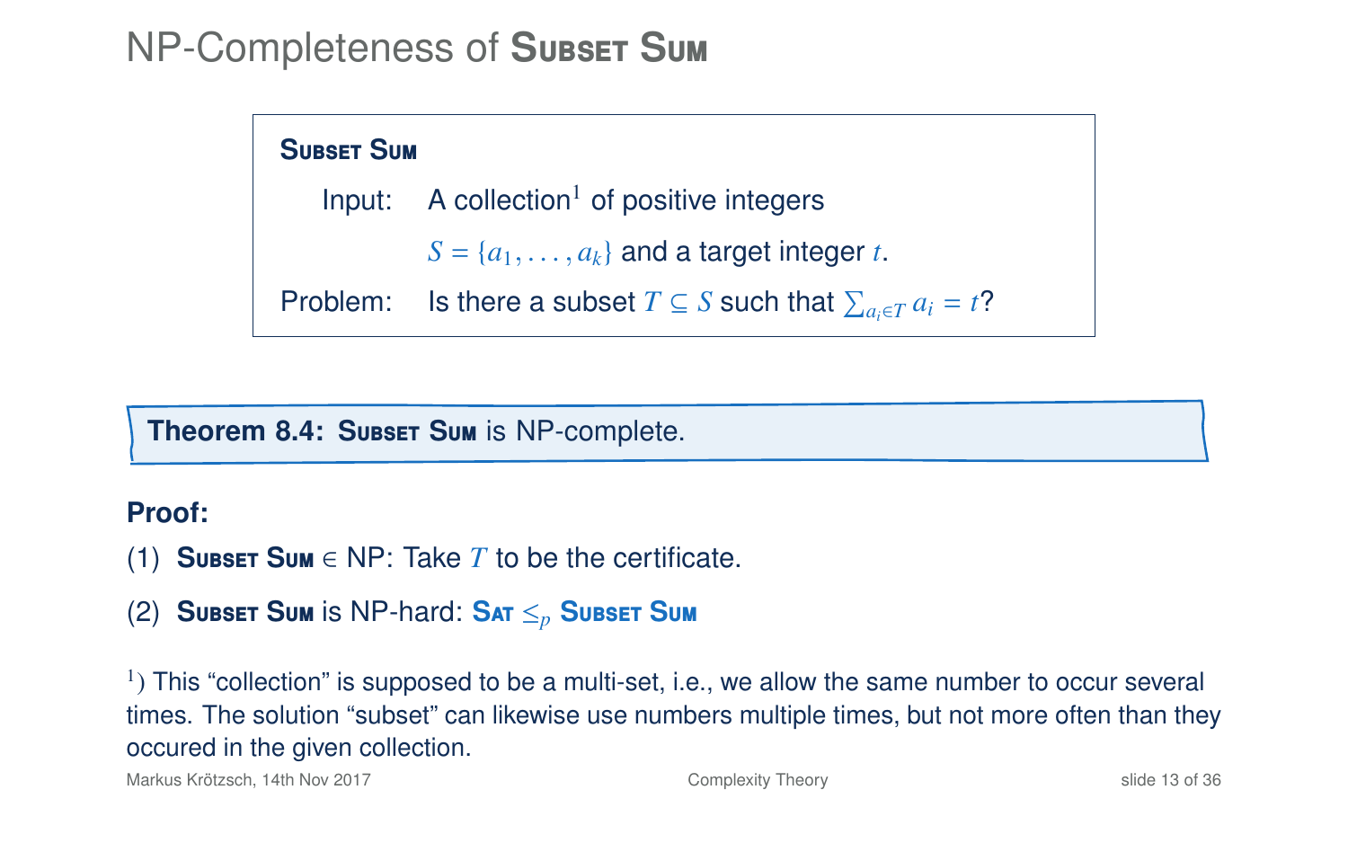# NP-Completeness of **Subset Sum**

> **Subset Sum**
>
> Input: A collection[1] of positive integers $S = \{a_1, \ldots, a_k\}$ and a target integer $t$.
>
> Problem: Is there a subset $T \subseteq S$ such that $\sum_{a_i \in T} a_i = t$?

**Theorem 8.4: Subset Sum** is NP-complete.

**Proof:**

(1) **Subset Sum** $\in$ NP: Take $T$ to be the certificate.

(2) **Subset Sum** is NP-hard: **Sat** $\leq_p$ **Subset Sum**

[1]) This "collection" is supposed to be a multi-set, i.e., we allow the same number to occur several times. The solution "subset" can likewise use numbers multiple times, but not more often than they occured in the given collection.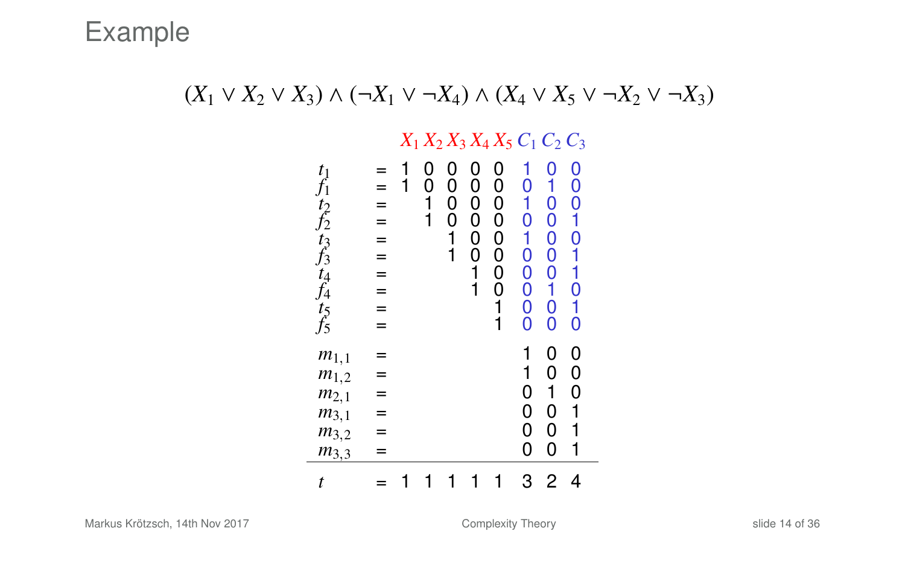# Example

$$(X_1 \vee X_2 \vee X_3) \wedge (\neg X_1 \vee \neg X_4) \wedge (X_4 \vee X_5 \vee \neg X_2 \vee \neg X_3)$$

| | | $X_1$ | $X_2$ | $X_3$ | $X_4$ | $X_5$ | $C_1$ | $C_2$ | $C_3$ |
|---|---|---|---|---|---|---|---|---|---|
| $t_1$ | = | 1 | 0 | 0 | 0 | 0 | 1 | 0 | 0 |
| $f_1$ | = | 1 | 0 | 0 | 0 | 0 | 0 | 1 | 0 |
| $t_2$ | = | | 1 | 0 | 0 | 0 | 1 | 0 | 0 |
| $f_2$ | = | | 1 | 0 | 0 | 0 | 0 | 0 | 1 |
| $t_3$ | = | | | 1 | 0 | 0 | 1 | 0 | 0 |
| $f_3$ | = | | | 1 | 0 | 0 | 0 | 0 | 1 |
| $t_4$ | = | | | | 1 | 0 | 0 | 0 | 1 |
| $f_4$ | = | | | | 1 | 0 | 0 | 1 | 0 |
| $t_5$ | = | | | | | 1 | 0 | 0 | 1 |
| $f_5$ | = | | | | | 1 | 0 | 0 | 0 |
| $m_{1,1}$ | = | | | | | | 1 | 0 | 0 |
| $m_{1,2}$ | = | | | | | | 1 | 0 | 0 |
| $m_{2,1}$ | = | | | | | | 0 | 1 | 0 |
| $m_{3,1}$ | = | | | | | | 0 | 0 | 1 |
| $m_{3,2}$ | = | | | | | | 0 | 0 | 1 |
| $m_{3,3}$ | = | | | | | | 0 | 0 | 1 |
| $t$ | = | 1 | 1 | 1 | 1 | 1 | 3 | 2 | 4 |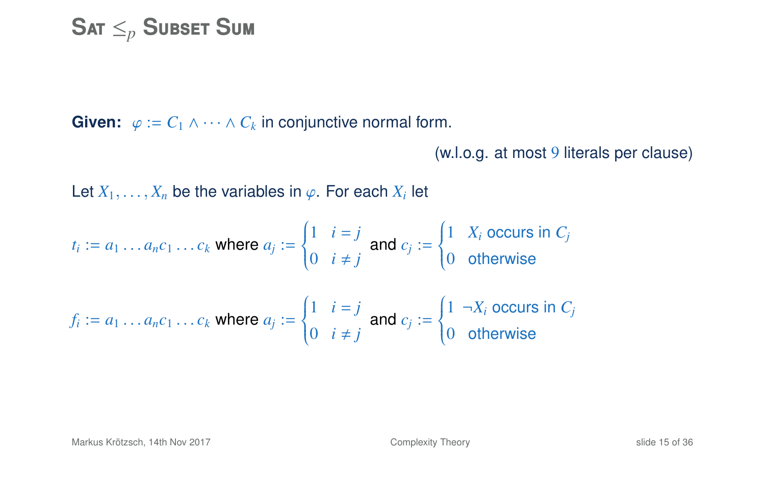# SAT $\leq_p$ SUBSET SUM

**Given:** $\varphi := C_1 \wedge \cdots \wedge C_k$ in conjunctive normal form.

(w.l.o.g. at most $9$ literals per clause)

Let $X_1, \ldots, X_n$ be the variables in $\varphi$. For each $X_i$ let

$$t_i := a_1 \ldots a_n c_1 \ldots c_k \text{ where } a_j := \begin{cases} 1 & i = j \\ 0 & i \neq j \end{cases} \text{ and } c_j := \begin{cases} 1 & X_i \text{ occurs in } C_j \\ 0 & \text{otherwise} \end{cases}$$

$$f_i := a_1 \ldots a_n c_1 \ldots c_k \text{ where } a_j := \begin{cases} 1 & i = j \\ 0 & i \neq j \end{cases} \text{ and } c_j := \begin{cases} 1 & \neg X_i \text{ occurs in } C_j \\ 0 & \text{otherwise} \end{cases}$$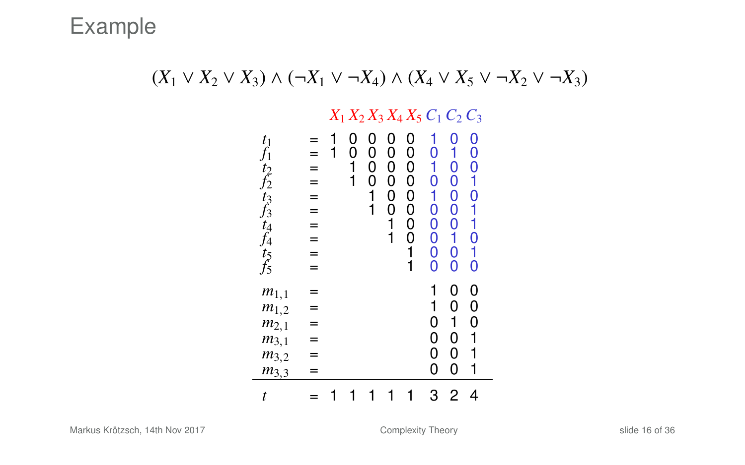# Example

$$(X_1 \vee X_2 \vee X_3) \wedge (\neg X_1 \vee \neg X_4) \wedge (X_4 \vee X_5 \vee \neg X_2 \vee \neg X_3)$$

| | | $X_1$ | $X_2$ | $X_3$ | $X_4$ | $X_5$ | $C_1$ | $C_2$ | $C_3$ |
|---|---|---|---|---|---|---|---|---|---|
| $t_1$ | = | 1 | 0 | 0 | 0 | 0 | 1 | 0 | 0 |
| $f_1$ | = | 1 | 0 | 0 | 0 | 0 | 0 | 1 | 0 |
| $t_2$ | = | | 1 | 0 | 0 | 0 | 1 | 0 | 0 |
| $f_2$ | = | | 1 | 0 | 0 | 0 | 0 | 0 | 1 |
| $t_3$ | = | | | 1 | 0 | 0 | 1 | 0 | 0 |
| $f_3$ | = | | | 1 | 0 | 0 | 0 | 0 | 1 |
| $t_4$ | = | | | | 1 | 0 | 0 | 0 | 1 |
| $f_4$ | = | | | | 1 | 0 | 0 | 1 | 0 |
| $t_5$ | = | | | | | 1 | 0 | 0 | 1 |
| $f_5$ | = | | | | | 1 | 0 | 0 | 0 |
| $m_{1,1}$ | = | | | | | | 1 | 0 | 0 |
| $m_{1,2}$ | = | | | | | | 1 | 0 | 0 |
| $m_{2,1}$ | = | | | | | | 0 | 1 | 0 |
| $m_{3,1}$ | = | | | | | | 0 | 0 | 1 |
| $m_{3,2}$ | = | | | | | | 0 | 0 | 1 |
| $m_{3,3}$ | = | | | | | | 0 | 0 | 1 |
| $t$ | = | 1 | 1 | 1 | 1 | 1 | 3 | 2 | 4 |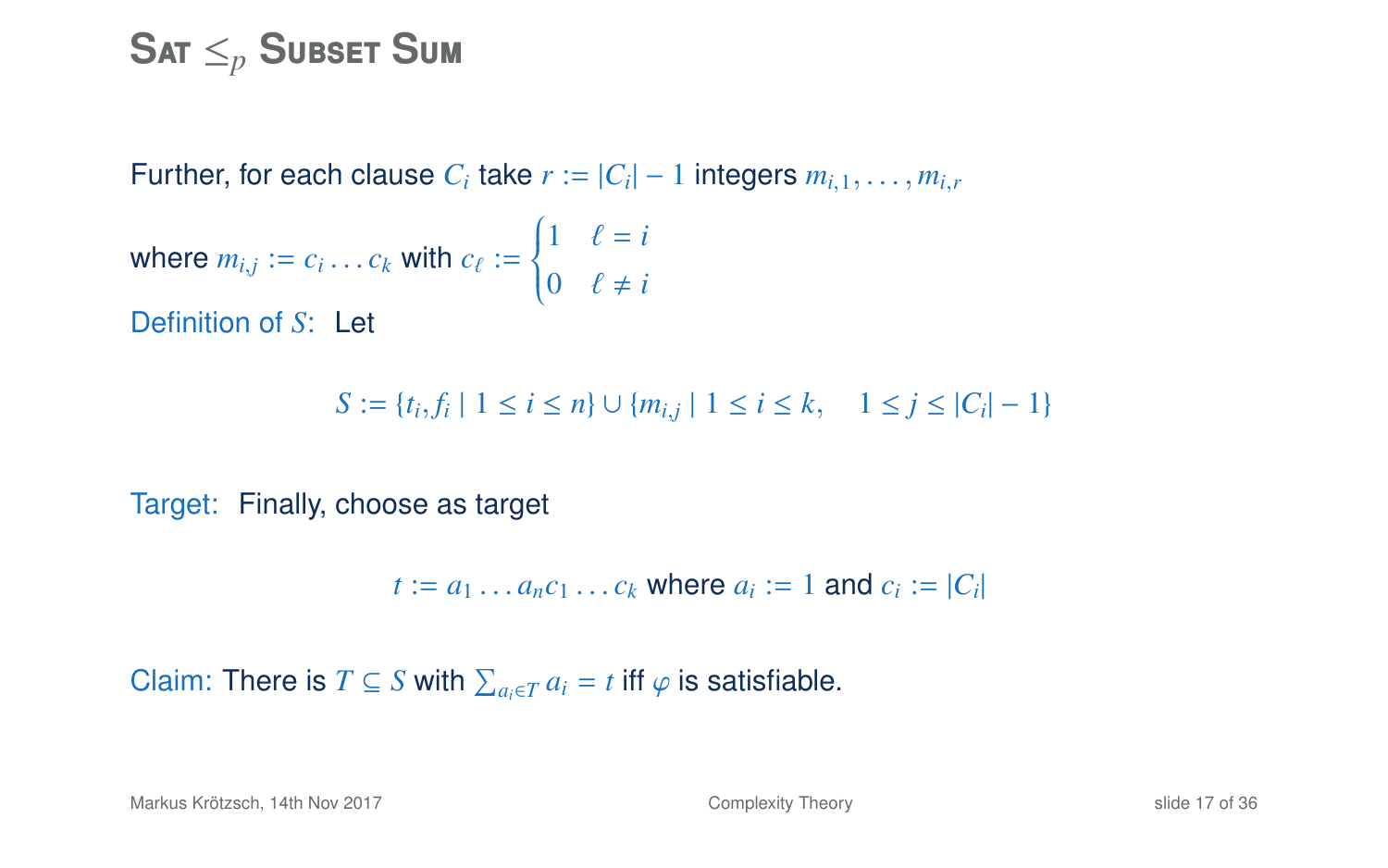# Sat $\leq_p$ Subset Sum

Further, for each clause $C_i$ take $r := |C_i| - 1$ integers $m_{i,1}, \ldots, m_{i,r}$

where $m_{i,j} := c_i \ldots c_k$ with $c_\ell := \begin{cases} 1 & \ell = i \\ 0 & \ell \neq i \end{cases}$

Definition of $S$: Let

$$S := \{t_i, f_i \mid 1 \leq i \leq n\} \cup \{m_{i,j} \mid 1 \leq i \leq k, \quad 1 \leq j \leq |C_i| - 1\}$$

Target: Finally, choose as target

$$t := a_1 \ldots a_n c_1 \ldots c_k \text{ where } a_i := 1 \text{ and } c_i := |C_i|$$

Claim: There is $T \subseteq S$ with $\sum_{a_i \in T} a_i = t$ iff $\varphi$ is satisfiable.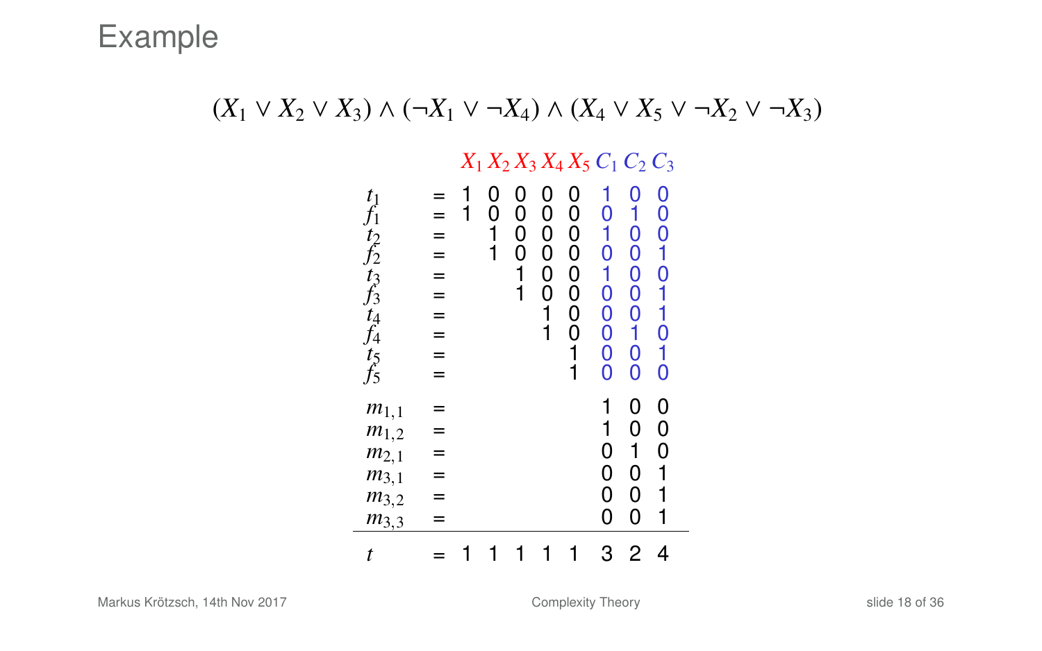# Example

$$(X_1 \vee X_2 \vee X_3) \wedge (\neg X_1 \vee \neg X_4) \wedge (X_4 \vee X_5 \vee \neg X_2 \vee \neg X_3)$$

| | | $X_1$ | $X_2$ | $X_3$ | $X_4$ | $X_5$ | $C_1$ | $C_2$ | $C_3$ |
|---|---|---|---|---|---|---|---|---|---|
| $t_1$ | = | 1 | 0 | 0 | 0 | 0 | 1 | 0 | 0 |
| $f_1$ | = | 1 | 0 | 0 | 0 | 0 | 0 | 1 | 0 |
| $t_2$ | = | | 1 | 0 | 0 | 0 | 1 | 0 | 0 |
| $f_2$ | = | | 1 | 0 | 0 | 0 | 0 | 0 | 1 |
| $t_3$ | = | | | 1 | 0 | 0 | 1 | 0 | 0 |
| $f_3$ | = | | | 1 | 0 | 0 | 0 | 0 | 1 |
| $t_4$ | = | | | | 1 | 0 | 0 | 0 | 1 |
| $f_4$ | = | | | | 1 | 0 | 0 | 1 | 0 |
| $t_5$ | = | | | | | 1 | 0 | 0 | 1 |
| $f_5$ | = | | | | | 1 | 0 | 0 | 0 |
| $m_{1,1}$ | = | | | | | | 1 | 0 | 0 |
| $m_{1,2}$ | = | | | | | | 1 | 0 | 0 |
| $m_{2,1}$ | = | | | | | | 0 | 1 | 0 |
| $m_{3,1}$ | = | | | | | | 0 | 0 | 1 |
| $m_{3,2}$ | = | | | | | | 0 | 0 | 1 |
| $m_{3,3}$ | = | | | | | | 0 | 0 | 1 |
| $t$ | = | 1 | 1 | 1 | 1 | 1 | 3 | 2 | 4 |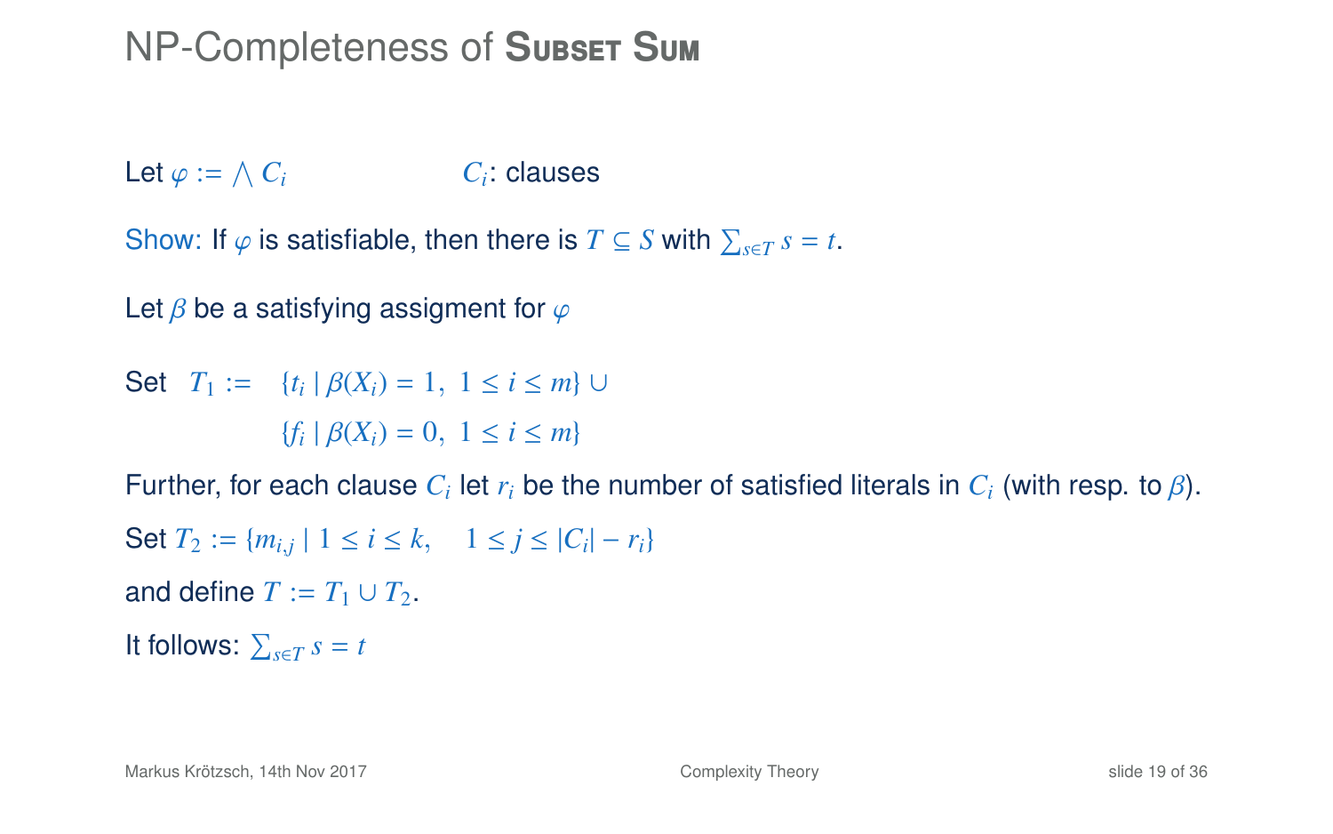# NP-Completeness of Subset Sum

Let $\varphi := \bigwedge C_i$ $\qquad C_i$: clauses

Show: If $\varphi$ is satisfiable, then there is $T \subseteq S$ with $\sum_{s \in T} s = t$.

Let $\beta$ be a satisfying assigment for $\varphi$

Set $T_1 := \{t_i \mid \beta(X_i) = 1,\ 1 \leq i \leq m\} \cup$
$\qquad\qquad \{f_i \mid \beta(X_i) = 0,\ 1 \leq i \leq m\}$

Further, for each clause $C_i$ let $r_i$ be the number of satisfied literals in $C_i$ (with resp. to $\beta$).

Set $T_2 := \{m_{i,j} \mid 1 \leq i \leq k, \quad 1 \leq j \leq |C_i| - r_i\}$

and define $T := T_1 \cup T_2$.

It follows: $\sum_{s \in T} s = t$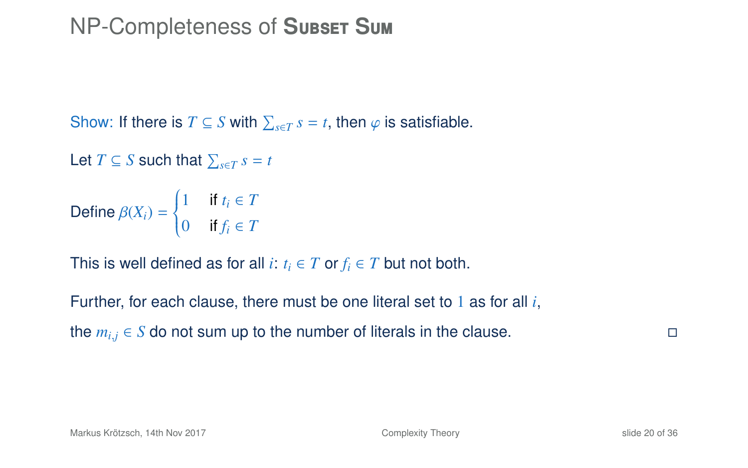# NP-Completeness of Subset Sum

Show: If there is $T \subseteq S$ with $\sum_{s \in T} s = t$, then $\varphi$ is satisfiable.

Let $T \subseteq S$ such that $\sum_{s \in T} s = t$

Define $\beta(X_i) = \begin{cases} 1 & \text{if } t_i \in T \\ 0 & \text{if } f_i \in T \end{cases}$

This is well defined as for all $i$: $t_i \in T$ or $f_i \in T$ but not both.

Further, for each clause, there must be one literal set to $1$ as for all $i$,

the $m_{i,j} \in S$ do not sum up to the number of literals in the clause. □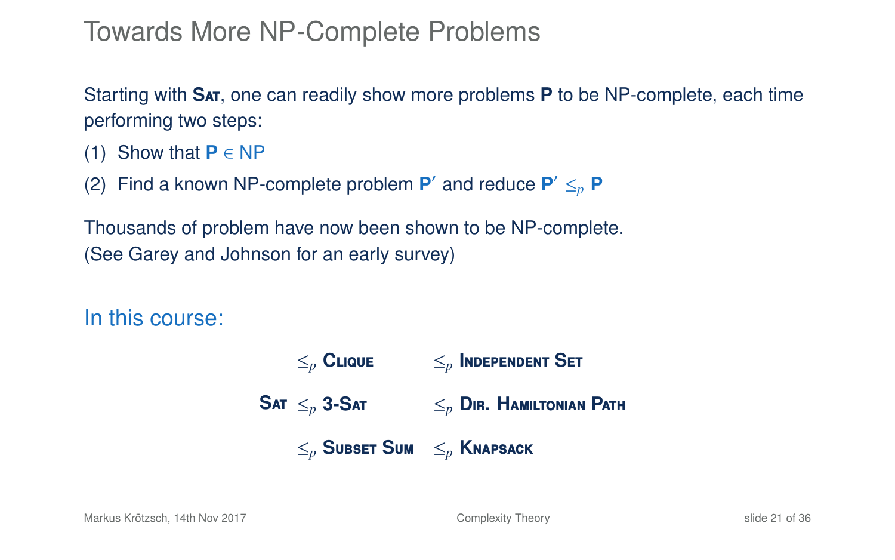# Towards More NP-Complete Problems

Starting with **Sat**, one can readily show more problems **P** to be NP-complete, each time performing two steps:

(1) Show that **P** $\in$ NP

(2) Find a known NP-complete problem **P′** and reduce **P′** $\leq_p$ **P**

Thousands of problem have now been shown to be NP-complete.
(See Garey and Johnson for an early survey)

## In this course:

| | | | | |
|---|---|---|---|---|
| | $\leq_p$ | **Clique** | $\leq_p$ | **Independent Set** |
| **Sat** | $\leq_p$ | **3-Sat** | $\leq_p$ | **Dir. Hamiltonian Path** |
| | $\leq_p$ | **Subset Sum** | $\leq_p$ | **Knapsack** |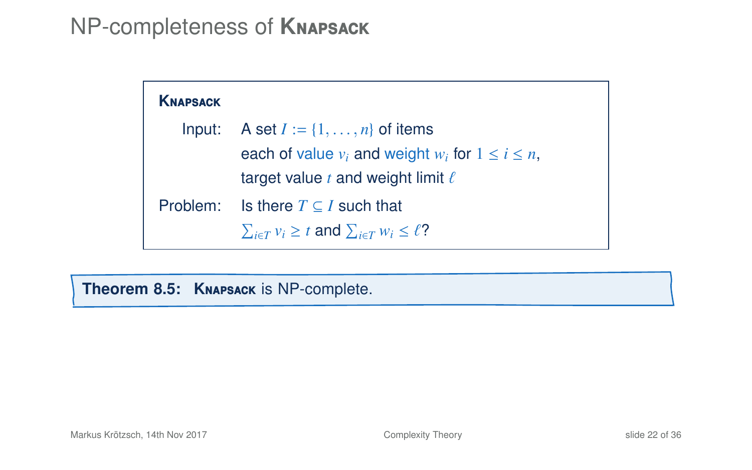# NP-completeness of **Knapsack**

**Knapsack**

Input: A set $I := \{1, \ldots, n\}$ of items
each of value $v_i$ and weight $w_i$ for $1 \leq i \leq n$,
target value $t$ and weight limit $\ell$

Problem: Is there $T \subseteq I$ such that
$\sum_{i \in T} v_i \geq t$ and $\sum_{i \in T} w_i \leq \ell$?

**Theorem 8.5:** **Knapsack** is NP-complete.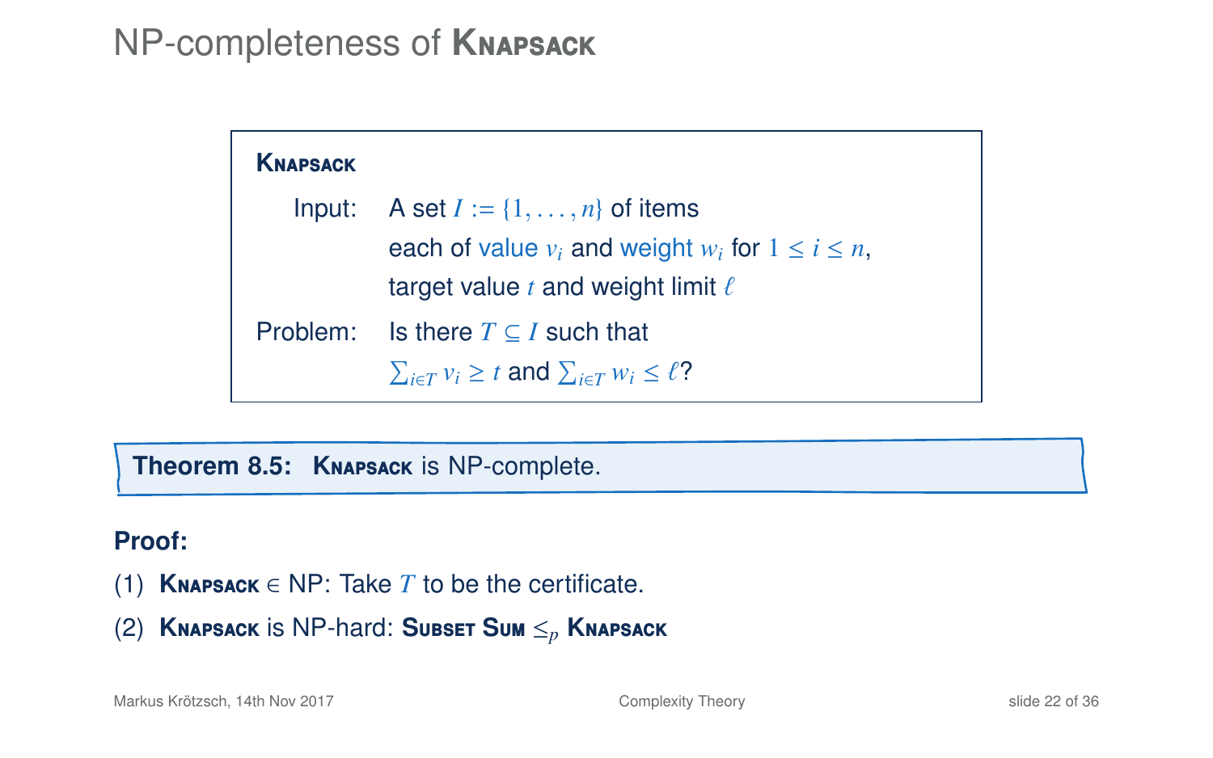# NP-completeness of Knapsack

**Knapsack**

Input: A set $I := \{1, \ldots, n\}$ of items
each of value $v_i$ and weight $w_i$ for $1 \leq i \leq n$,
target value $t$ and weight limit $\ell$

Problem: Is there $T \subseteq I$ such that
$\sum_{i \in T} v_i \geq t$ and $\sum_{i \in T} w_i \leq \ell$?

**Theorem 8.5:** **Knapsack** is NP-complete.

**Proof:**

(1) **Knapsack** $\in$ NP: Take $T$ to be the certificate.

(2) **Knapsack** is NP-hard: **Subset Sum** $\leq_p$ **Knapsack**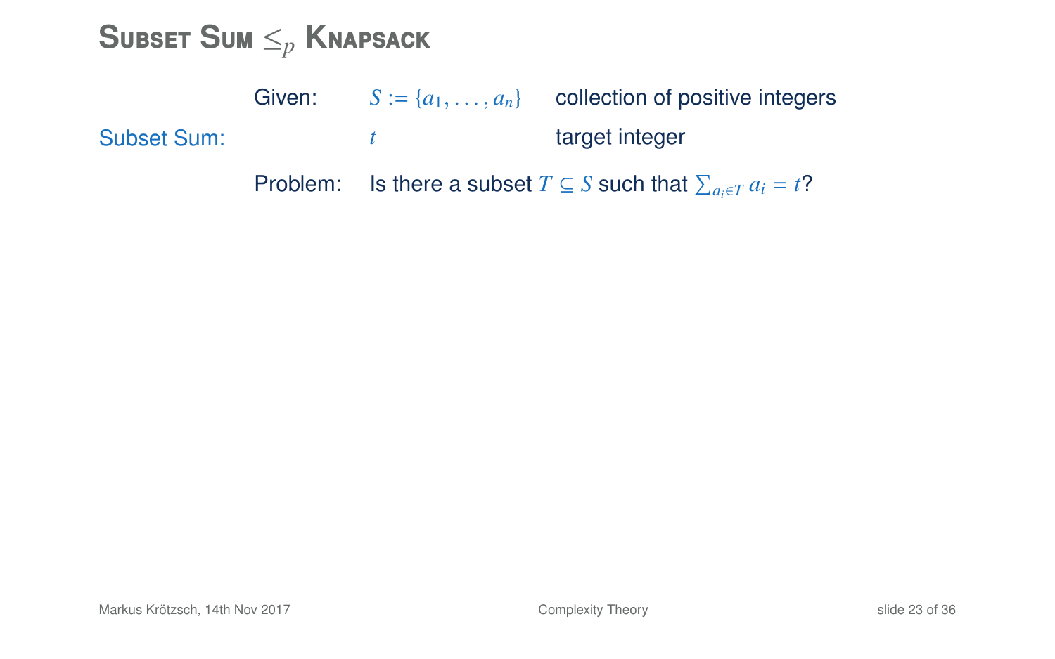# Subset Sum $\leq_p$ Knapsack

**Subset Sum:**

| | | |
|---|---|---|
| Given: | $S := \{a_1, \ldots, a_n\}$ | collection of positive integers |
| | $t$ | target integer |
| Problem: | Is there a subset $T \subseteq S$ such that $\sum_{a_i \in T} a_i = t$? | |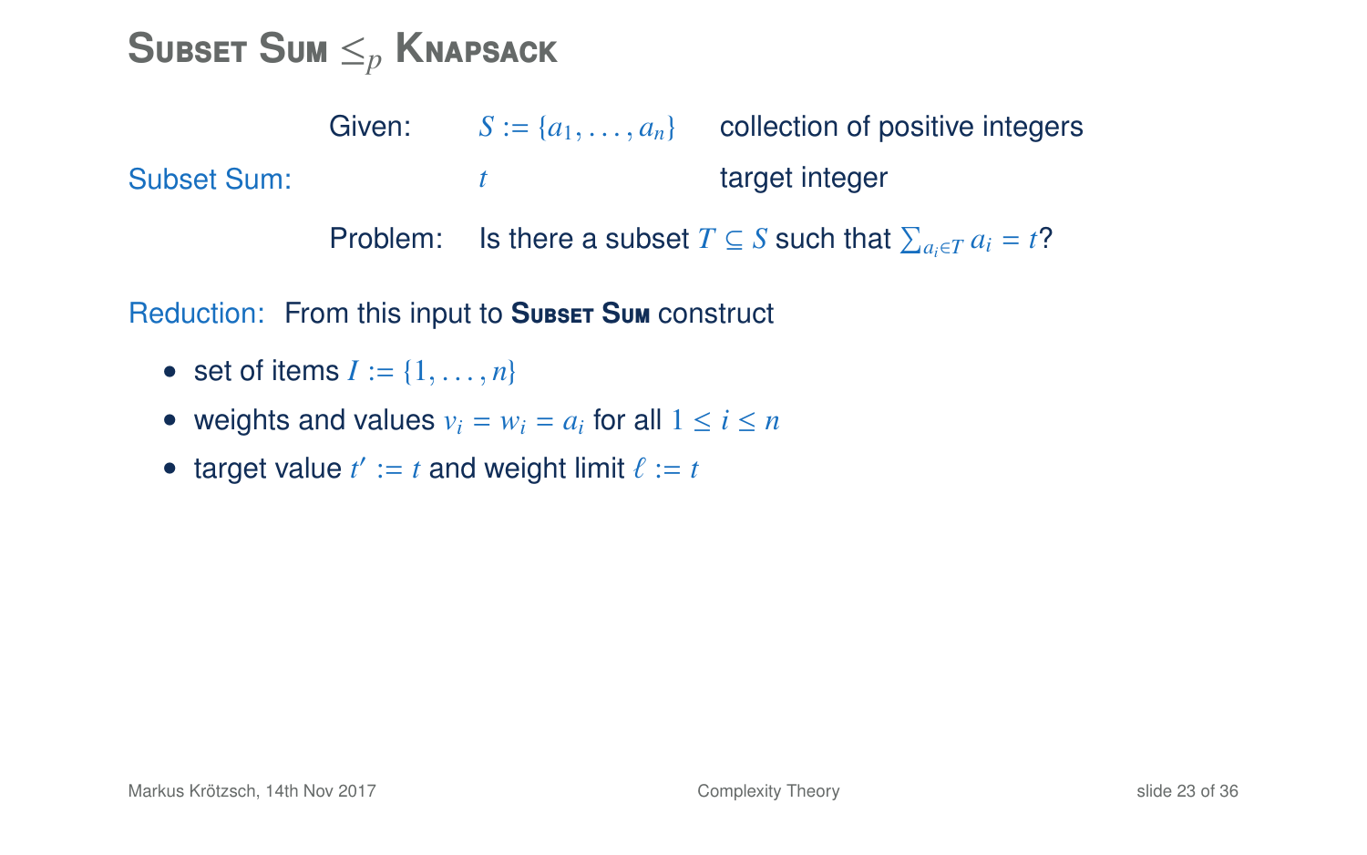# Subset Sum $\leq_p$ Knapsack

**Subset Sum:**

| | | |
|---|---|---|
| Given: | $S := \{a_1, \ldots, a_n\}$ | collection of positive integers |
| | $t$ | target integer |
| Problem: | Is there a subset $T \subseteq S$ such that $\sum_{a_i \in T} a_i = t$? | |

Reduction: From this input to **Subset Sum** construct

- set of items $I := \{1, \ldots, n\}$
- weights and values $v_i = w_i = a_i$ for all $1 \leq i \leq n$
- target value $t' := t$ and weight limit $\ell := t$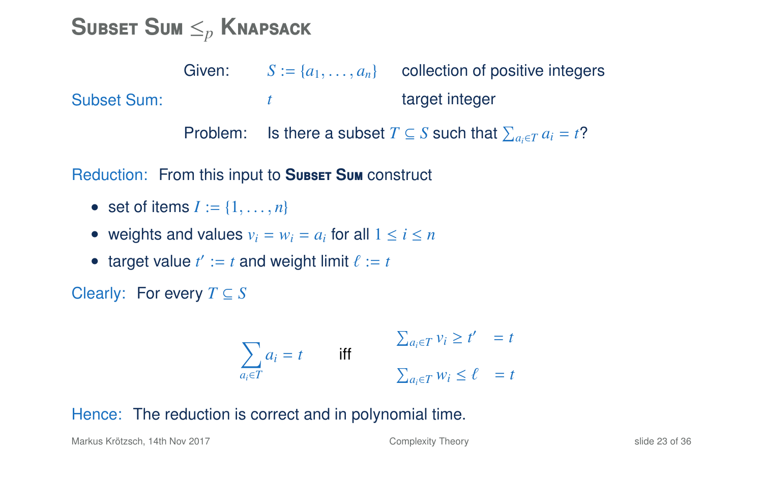# Subset Sum $\leq_p$ Knapsack

**Subset Sum:**

Given: $S := \{a_1, \ldots, a_n\}$ collection of positive integers

$t$ target integer

Problem: Is there a subset $T \subseteq S$ such that $\sum_{a_i \in T} a_i = t$?

**Reduction:** From this input to **Subset Sum** construct

- set of items $I := \{1, \ldots, n\}$
- weights and values $v_i = w_i = a_i$ for all $1 \leq i \leq n$
- target value $t' := t$ and weight limit $\ell := t$

**Clearly:** For every $T \subseteq S$

$$\sum_{a_i \in T} a_i = t \quad \text{iff} \quad \begin{array}{l} \sum_{a_i \in T} v_i \geq t' \quad = t \\ \sum_{a_i \in T} w_i \leq \ell \quad = t \end{array}$$

**Hence:** The reduction is correct and in polynomial time.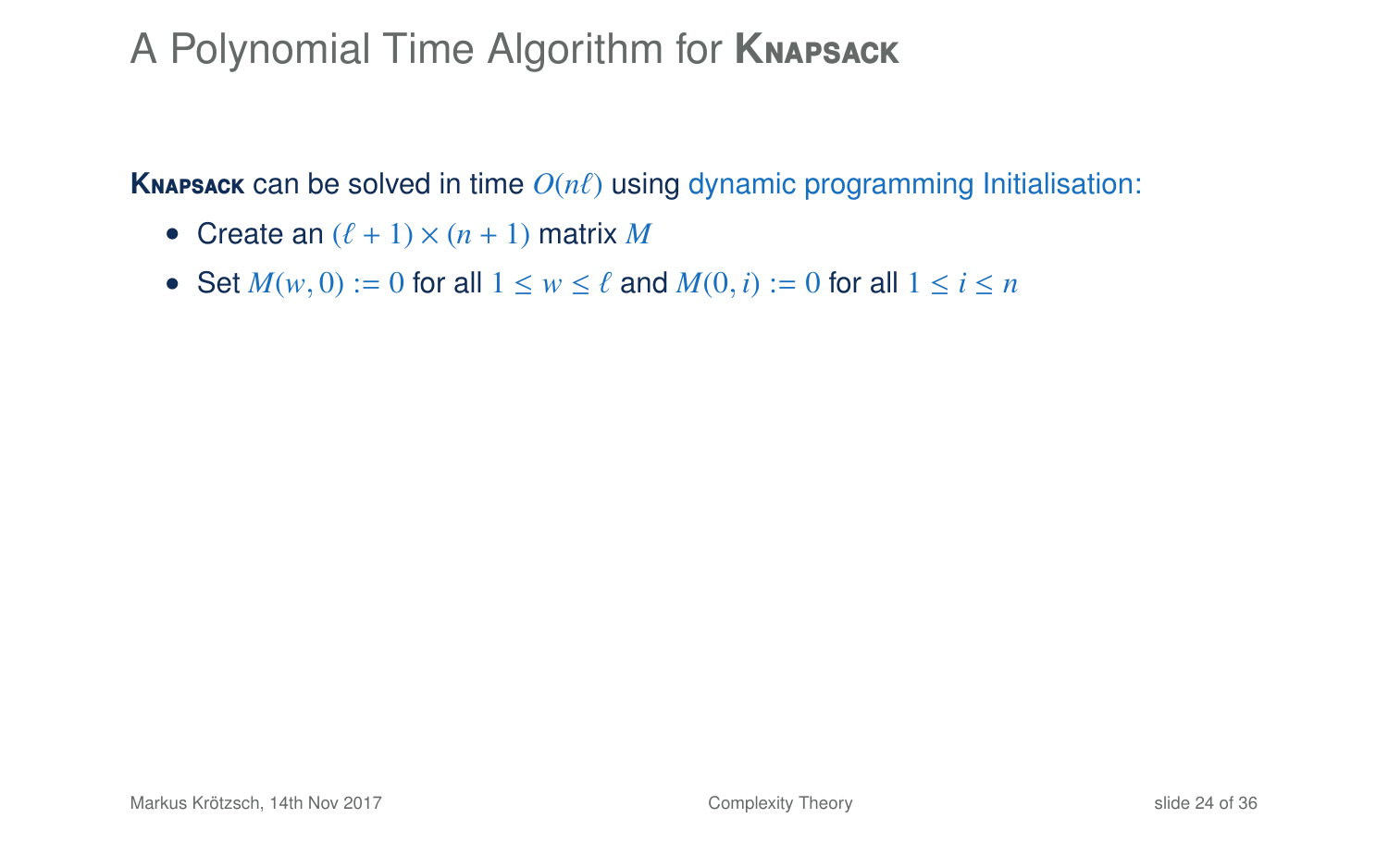# A Polynomial Time Algorithm for **Knapsack**

**Knapsack** can be solved in time $O(n\ell)$ using dynamic programming Initialisation:

- Create an $(\ell + 1) \times (n + 1)$ matrix $M$
- Set $M(w, 0) := 0$ for all $1 \leq w \leq \ell$ and $M(0, i) := 0$ for all $1 \leq i \leq n$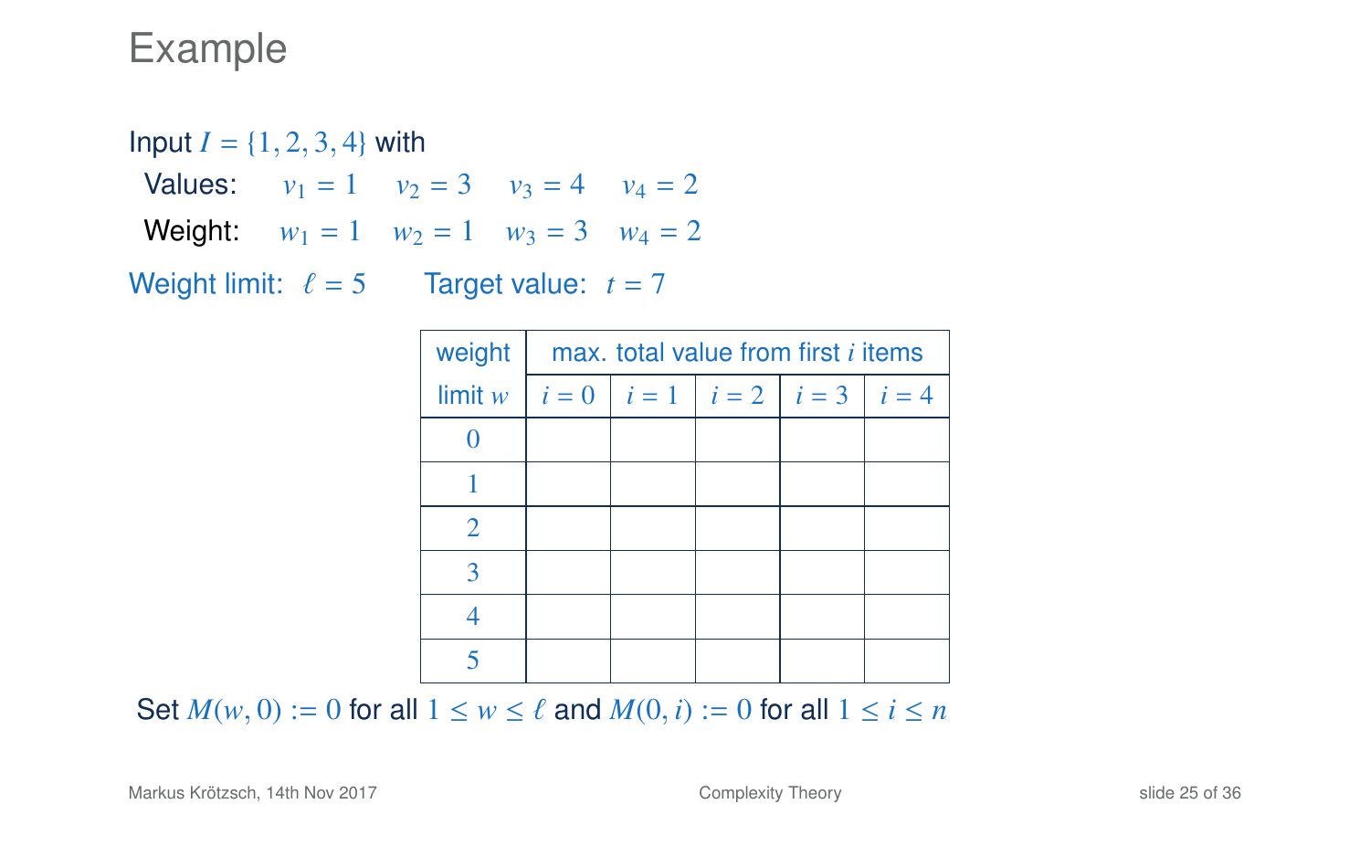# Example

Input $I = \{1, 2, 3, 4\}$ with

Values: $v_1 = 1 \quad v_2 = 3 \quad v_3 = 4 \quad v_4 = 2$

Weight: $w_1 = 1 \quad w_2 = 1 \quad w_3 = 3 \quad w_4 = 2$

Weight limit: $\ell = 5$ Target value: $t = 7$

| weight limit $w$ | max. total value from first $i$ items | | | | |
|---|---|---|---|---|---|
| | $i = 0$ | $i = 1$ | $i = 2$ | $i = 3$ | $i = 4$ |
| 0 | | | | | |
| 1 | | | | | |
| 2 | | | | | |
| 3 | | | | | |
| 4 | | | | | |
| 5 | | | | | |

Set $M(w, 0) := 0$ for all $1 \leq w \leq \ell$ and $M(0, i) := 0$ for all $1 \leq i \leq n$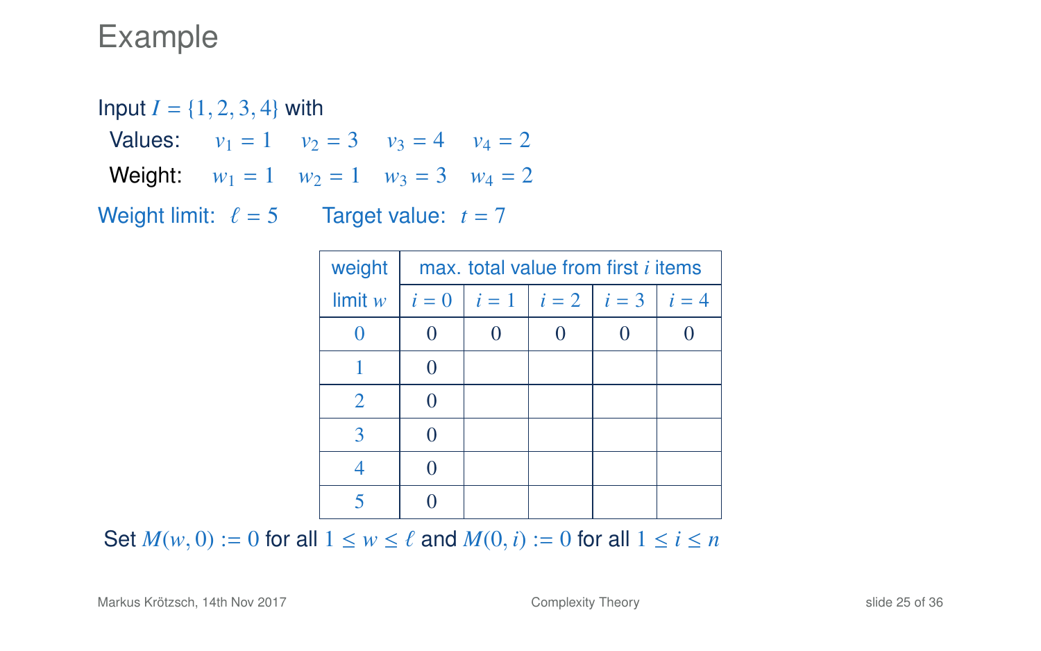# Example

Input $I = \{1, 2, 3, 4\}$ with

Values: $v_1 = 1$ $v_2 = 3$ $v_3 = 4$ $v_4 = 2$

Weight: $w_1 = 1$ $w_2 = 1$ $w_3 = 3$ $w_4 = 2$

Weight limit: $\ell = 5$ Target value: $t = 7$

| weight | max. total value from first $i$ items | | | | |
|---|---|---|---|---|---|
| limit $w$ | $i = 0$ | $i = 1$ | $i = 2$ | $i = 3$ | $i = 4$ |
| 0 | 0 | 0 | 0 | 0 | 0 |
| 1 | 0 | | | | |
| 2 | 0 | | | | |
| 3 | 0 | | | | |
| 4 | 0 | | | | |
| 5 | 0 | | | | |

Set $M(w, 0) := 0$ for all $1 \leq w \leq \ell$ and $M(0, i) := 0$ for all $1 \leq i \leq n$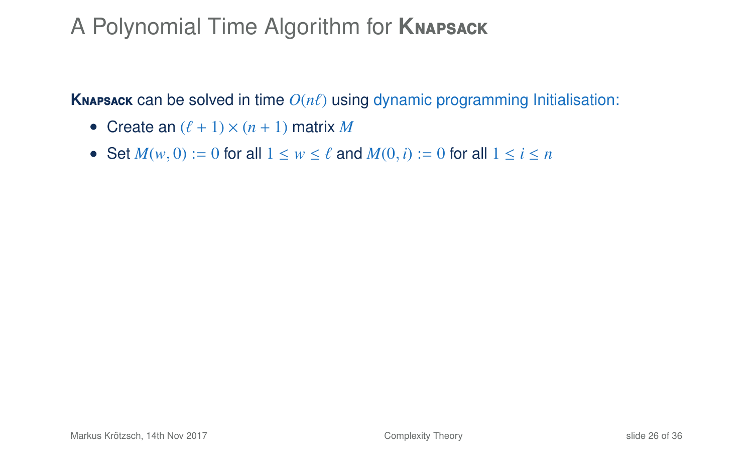# A Polynomial Time Algorithm for KNAPSACK

**KNAPSACK** can be solved in time $O(n\ell)$ using dynamic programming Initialisation:

- Create an $(\ell + 1) \times (n + 1)$ matrix $M$
- Set $M(w, 0) := 0$ for all $1 \leq w \leq \ell$ and $M(0, i) := 0$ for all $1 \leq i \leq n$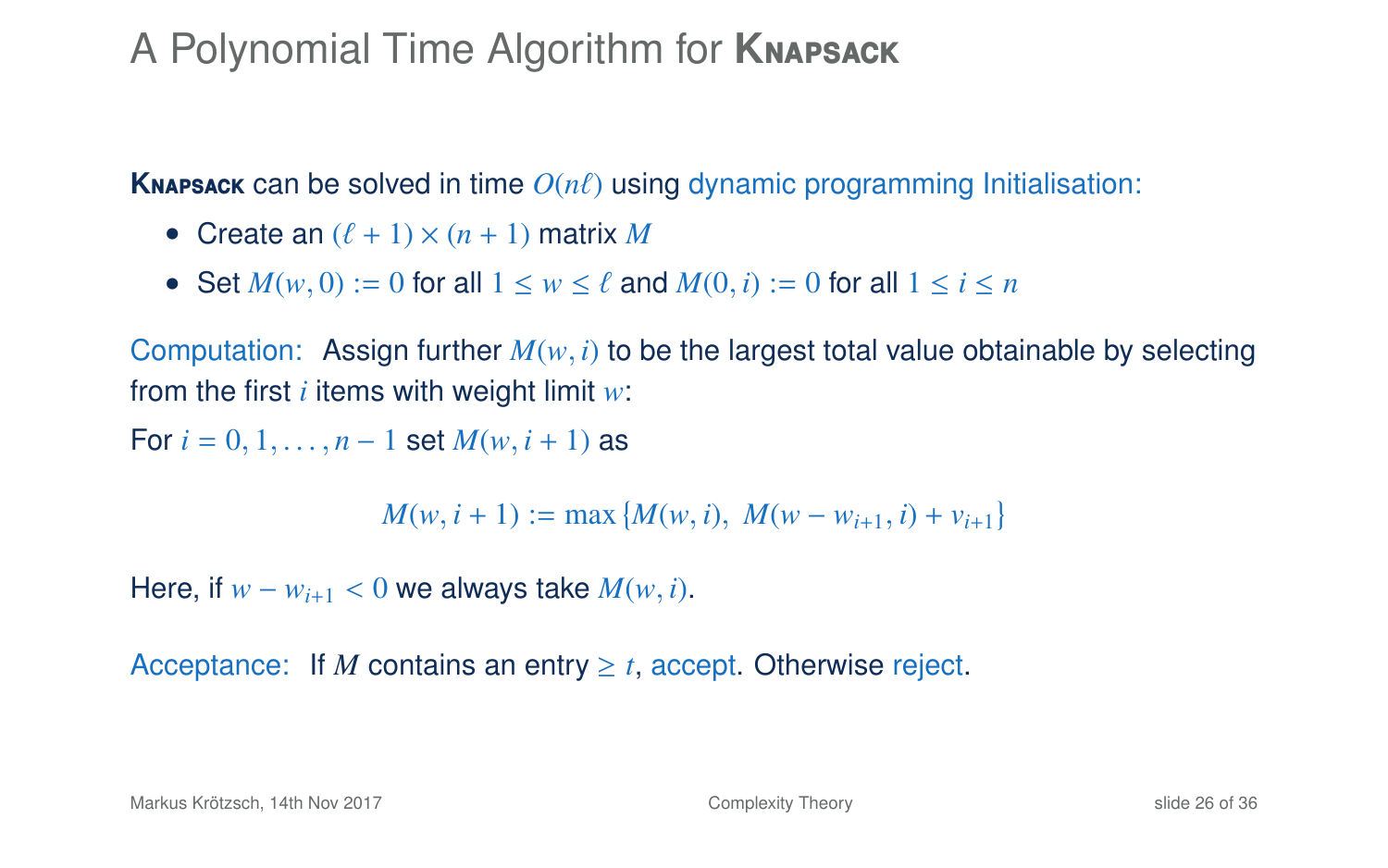# A Polynomial Time Algorithm for **Knapsack**

**Knapsack** can be solved in time $O(n\ell)$ using dynamic programming Initialisation:

- Create an $(\ell + 1) \times (n + 1)$ matrix $M$
- Set $M(w, 0) := 0$ for all $1 \leq w \leq \ell$ and $M(0, i) := 0$ for all $1 \leq i \leq n$

Computation: Assign further $M(w, i)$ to be the largest total value obtainable by selecting from the first $i$ items with weight limit $w$:

For $i = 0, 1, \ldots, n - 1$ set $M(w, i + 1)$ as

$$M(w, i + 1) := \max \{M(w, i),\ M(w - w_{i+1}, i) + v_{i+1}\}$$

Here, if $w - w_{i+1} < 0$ we always take $M(w, i)$.

Acceptance: If $M$ contains an entry $\geq t$, accept. Otherwise reject.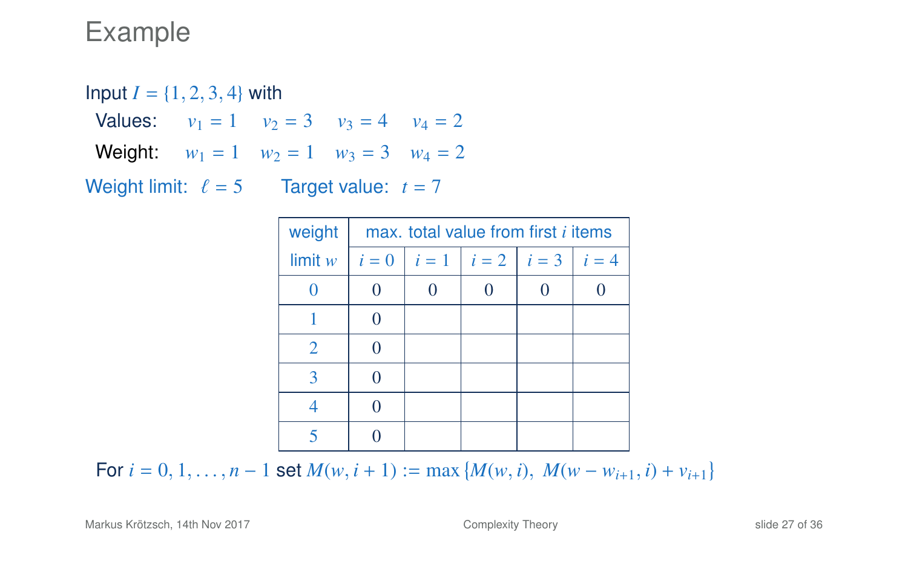# Example

Input $I = \{1, 2, 3, 4\}$ with

Values: $v_1 = 1$ $v_2 = 3$ $v_3 = 4$ $v_4 = 2$

Weight: $w_1 = 1$ $w_2 = 1$ $w_3 = 3$ $w_4 = 2$

Weight limit: $\ell = 5$ Target value: $t = 7$

| weight | max. total value from first $i$ items | | | | |
|---|---|---|---|---|---|
| limit $w$ | $i = 0$ | $i = 1$ | $i = 2$ | $i = 3$ | $i = 4$ |
| 0 | 0 | 0 | 0 | 0 | 0 |
| 1 | 0 | | | | |
| 2 | 0 | | | | |
| 3 | 0 | | | | |
| 4 | 0 | | | | |
| 5 | 0 | | | | |

For $i = 0, 1, \ldots, n-1$ set $M(w, i+1) := \max\{M(w, i),\ M(w - w_{i+1}, i) + v_{i+1}\}$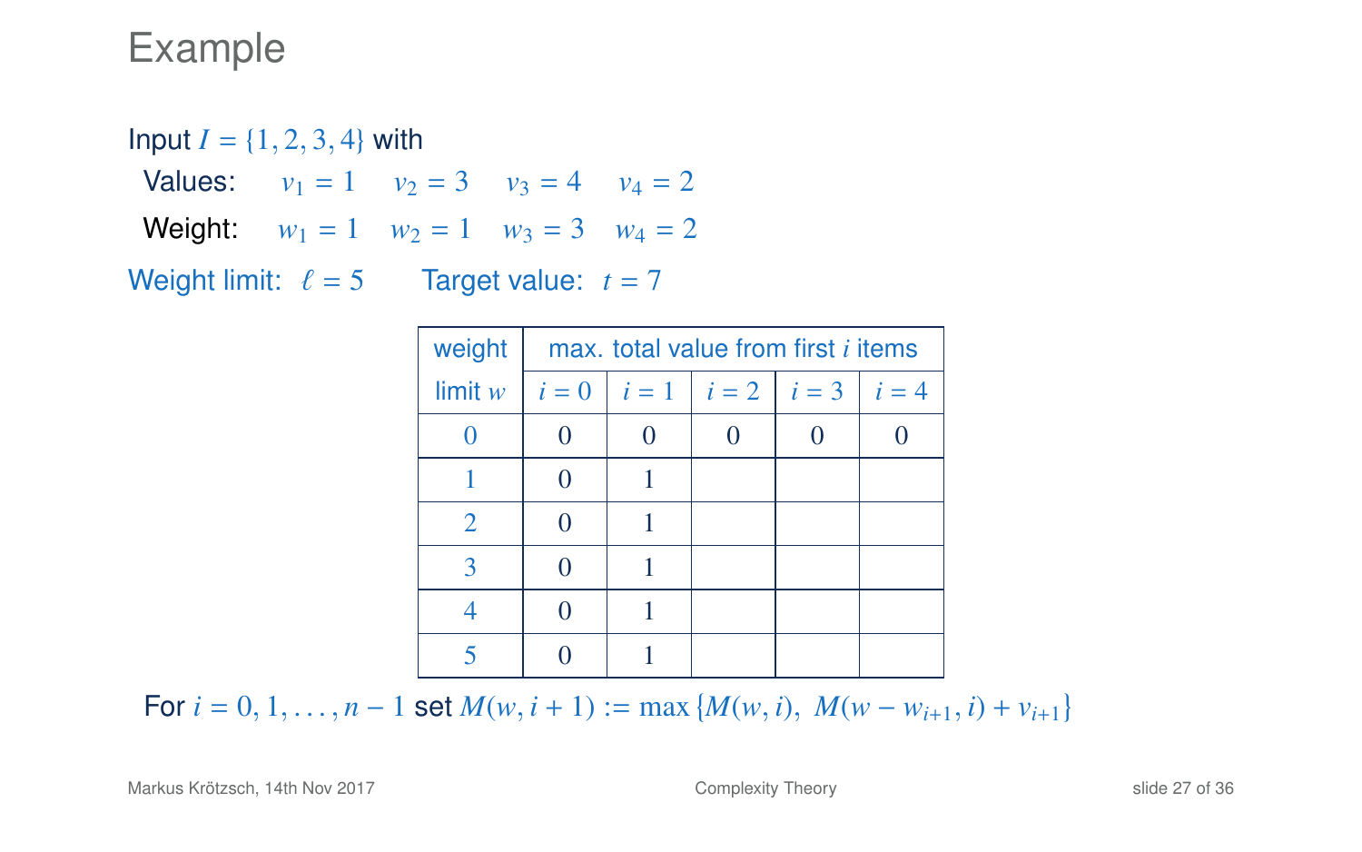# Example

Input $I = \{1, 2, 3, 4\}$ with

Values: $v_1 = 1$ $v_2 = 3$ $v_3 = 4$ $v_4 = 2$

Weight: $w_1 = 1$ $w_2 = 1$ $w_3 = 3$ $w_4 = 2$

Weight limit: $\ell = 5$ Target value: $t = 7$

| weight | max. total value from first $i$ items | | | | |
|---|---|---|---|---|---|
| limit $w$ | $i = 0$ | $i = 1$ | $i = 2$ | $i = 3$ | $i = 4$ |
| 0 | 0 | 0 | 0 | 0 | 0 |
| 1 | 0 | 1 | | | |
| 2 | 0 | 1 | | | |
| 3 | 0 | 1 | | | |
| 4 | 0 | 1 | | | |
| 5 | 0 | 1 | | | |

For $i = 0, 1, \ldots, n-1$ set $M(w, i+1) := \max\{M(w, i),\ M(w - w_{i+1}, i) + v_{i+1}\}$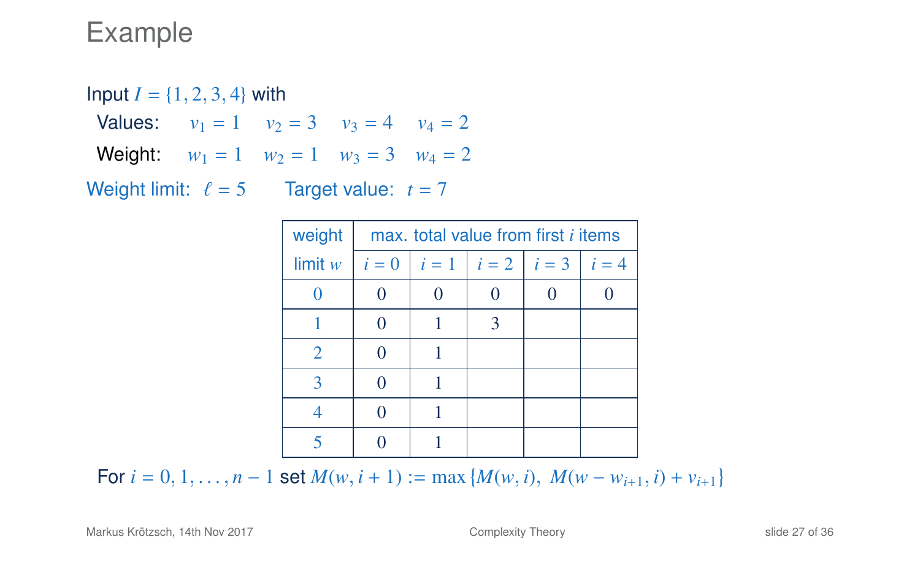# Example

Input $I = \{1, 2, 3, 4\}$ with

Values: $v_1 = 1$ $v_2 = 3$ $v_3 = 4$ $v_4 = 2$

Weight: $w_1 = 1$ $w_2 = 1$ $w_3 = 3$ $w_4 = 2$

Weight limit: $\ell = 5$ Target value: $t = 7$

| weight limit $w$ | max. total value from first $i$ items | | | | |
|---|---|---|---|---|---|
| | $i = 0$ | $i = 1$ | $i = 2$ | $i = 3$ | $i = 4$ |
| 0 | 0 | 0 | 0 | 0 | 0 |
| 1 | 0 | 1 | 3 | | |
| 2 | 0 | 1 | | | |
| 3 | 0 | 1 | | | |
| 4 | 0 | 1 | | | |
| 5 | 0 | 1 | | | |

For $i = 0, 1, \ldots, n - 1$ set $M(w, i + 1) := \max \{M(w, i),\ M(w - w_{i+1}, i) + v_{i+1}\}$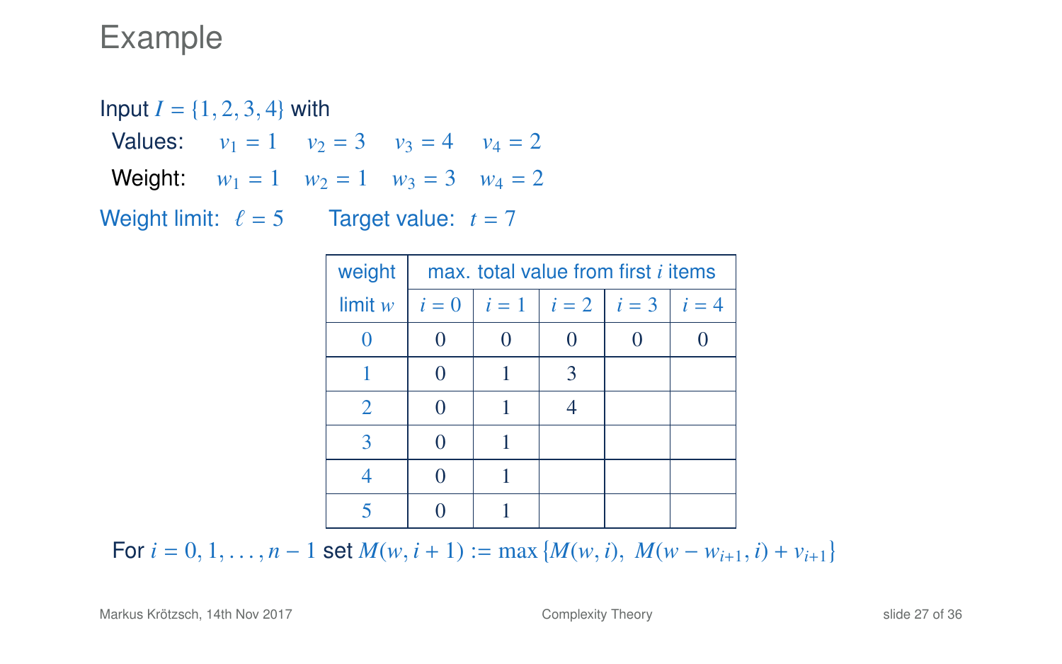# Example

Input $I = \{1, 2, 3, 4\}$ with

Values: $v_1 = 1$ $v_2 = 3$ $v_3 = 4$ $v_4 = 2$

Weight: $w_1 = 1$ $w_2 = 1$ $w_3 = 3$ $w_4 = 2$

Weight limit: $\ell = 5$ Target value: $t = 7$

| weight | max. total value from first $i$ items | | | | |
|---|---|---|---|---|---|
| limit $w$ | $i = 0$ | $i = 1$ | $i = 2$ | $i = 3$ | $i = 4$ |
| 0 | 0 | 0 | 0 | 0 | 0 |
| 1 | 0 | 1 | 3 | | |
| 2 | 0 | 1 | 4 | | |
| 3 | 0 | 1 | | | |
| 4 | 0 | 1 | | | |
| 5 | 0 | 1 | | | |

For $i = 0, 1, \ldots, n-1$ set $M(w, i+1) := \max\{M(w, i),\ M(w - w_{i+1}, i) + v_{i+1}\}$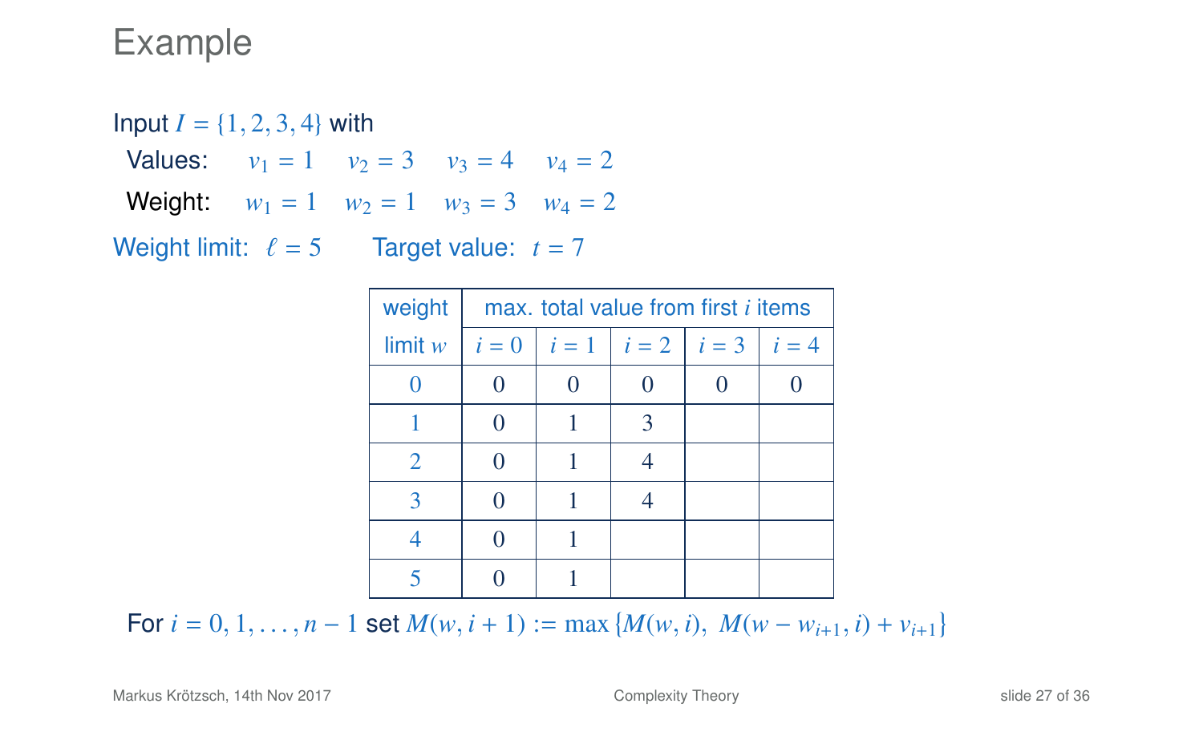# Example

Input $I = \{1, 2, 3, 4\}$ with

Values: $v_1 = 1$ $v_2 = 3$ $v_3 = 4$ $v_4 = 2$

Weight: $w_1 = 1$ $w_2 = 1$ $w_3 = 3$ $w_4 = 2$

Weight limit: $\ell = 5$ Target value: $t = 7$

| weight limit $w$ | max. total value from first $i$ items | | | | |
|---|---|---|---|---|---|
| | $i = 0$ | $i = 1$ | $i = 2$ | $i = 3$ | $i = 4$ |
| 0 | 0 | 0 | 0 | 0 | 0 |
| 1 | 0 | 1 | 3 | | |
| 2 | 0 | 1 | 4 | | |
| 3 | 0 | 1 | 4 | | |
| 4 | 0 | 1 | | | |
| 5 | 0 | 1 | | | |

For $i = 0, 1, \ldots, n-1$ set $M(w, i+1) := \max\{M(w, i),\ M(w - w_{i+1}, i) + v_{i+1}\}$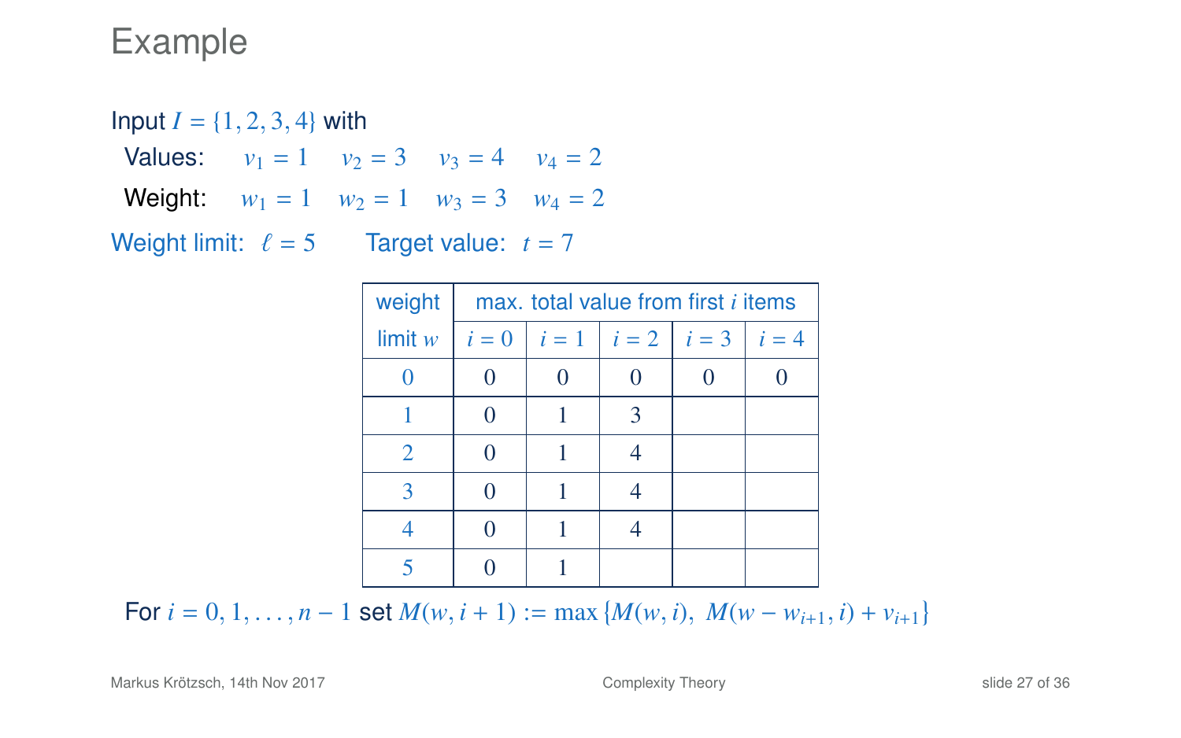# Example

Input $I = \{1, 2, 3, 4\}$ with

Values: $v_1 = 1$ $v_2 = 3$ $v_3 = 4$ $v_4 = 2$

Weight: $w_1 = 1$ $w_2 = 1$ $w_3 = 3$ $w_4 = 2$

Weight limit: $\ell = 5$ Target value: $t = 7$

| weight | max. total value from first $i$ items | | | | |
|---|---|---|---|---|---|
| limit $w$ | $i = 0$ | $i = 1$ | $i = 2$ | $i = 3$ | $i = 4$ |
| 0 | 0 | 0 | 0 | 0 | 0 |
| 1 | 0 | 1 | 3 | | |
| 2 | 0 | 1 | 4 | | |
| 3 | 0 | 1 | 4 | | |
| 4 | 0 | 1 | 4 | | |
| 5 | 0 | 1 | | | |

For $i = 0, 1, \ldots, n-1$ set $M(w, i+1) := \max\{M(w, i),\ M(w - w_{i+1}, i) + v_{i+1}\}$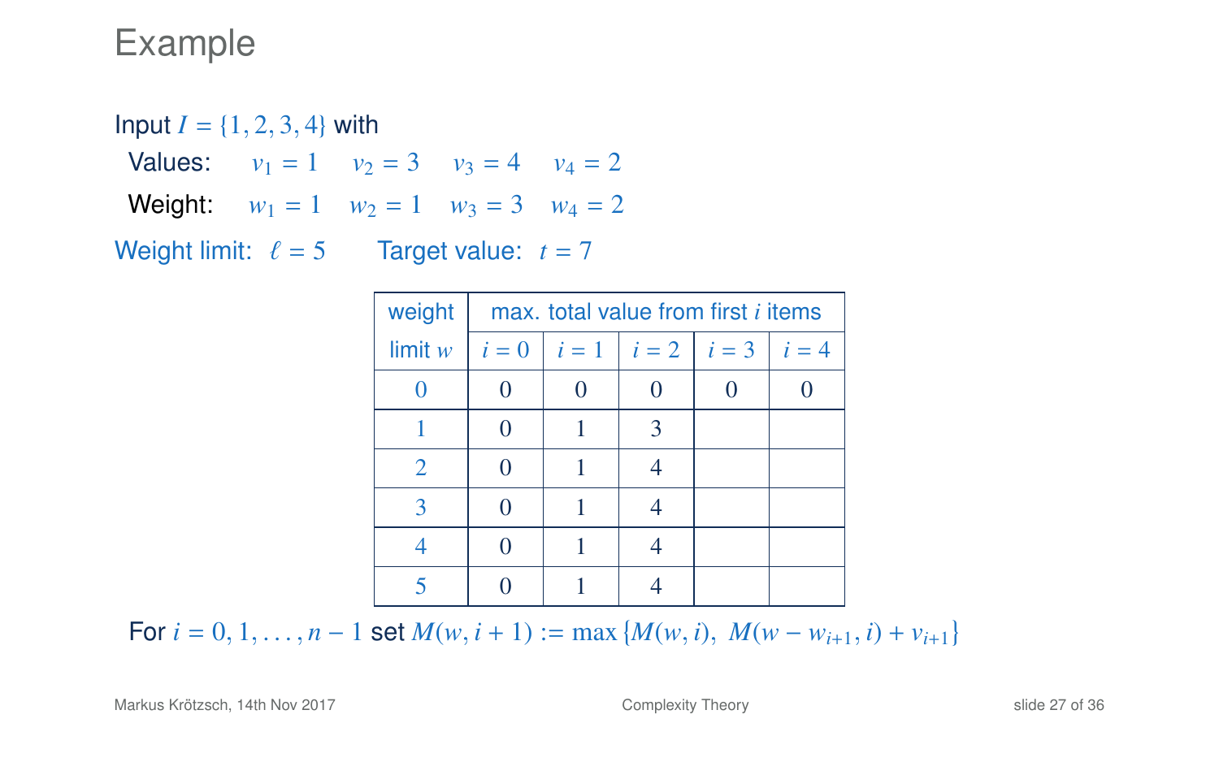# Example

Input $I = \{1, 2, 3, 4\}$ with

Values: $v_1 = 1 \quad v_2 = 3 \quad v_3 = 4 \quad v_4 = 2$

Weight: $w_1 = 1 \quad w_2 = 1 \quad w_3 = 3 \quad w_4 = 2$

Weight limit: $\ell = 5$ Target value: $t = 7$

| weight | max. total value from first $i$ items | | | | |
|---|---|---|---|---|---|
| limit $w$ | $i = 0$ | $i = 1$ | $i = 2$ | $i = 3$ | $i = 4$ |
| 0 | 0 | 0 | 0 | 0 | 0 |
| 1 | 0 | 1 | 3 | | |
| 2 | 0 | 1 | 4 | | |
| 3 | 0 | 1 | 4 | | |
| 4 | 0 | 1 | 4 | | |
| 5 | 0 | 1 | 4 | | |

For $i = 0, 1, \ldots, n-1$ set $M(w, i+1) := \max\{M(w, i),\ M(w - w_{i+1}, i) + v_{i+1}\}$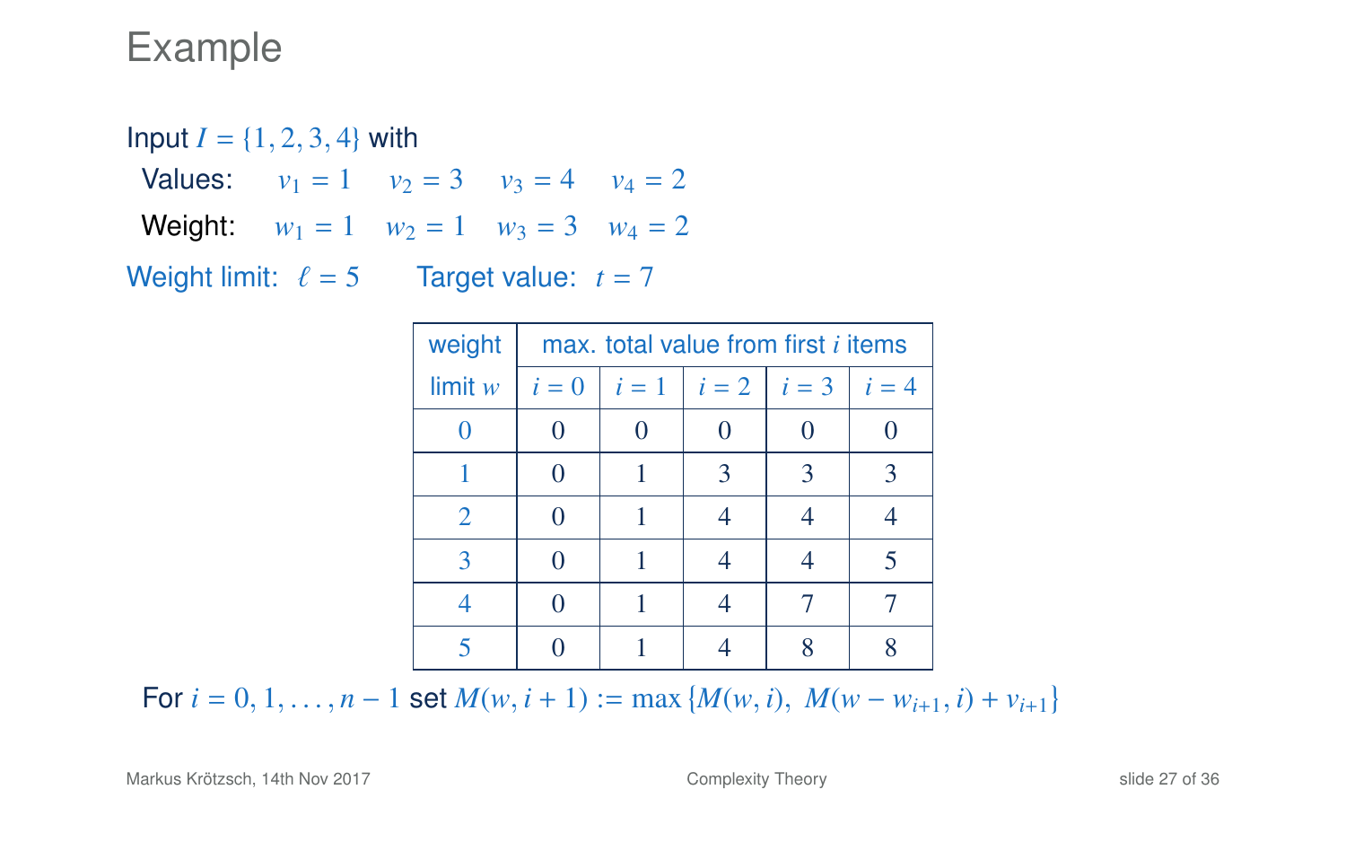# Example

Input $I = \{1, 2, 3, 4\}$ with

Values: $v_1 = 1$ $v_2 = 3$ $v_3 = 4$ $v_4 = 2$

Weight: $w_1 = 1$ $w_2 = 1$ $w_3 = 3$ $w_4 = 2$

Weight limit: $\ell = 5$ Target value: $t = 7$

| weight | max. total value from first $i$ items | | | | |
|---|---|---|---|---|---|
| limit $w$ | $i = 0$ | $i = 1$ | $i = 2$ | $i = 3$ | $i = 4$ |
| 0 | 0 | 0 | 0 | 0 | 0 |
| 1 | 0 | 1 | 3 | 3 | 3 |
| 2 | 0 | 1 | 4 | 4 | 4 |
| 3 | 0 | 1 | 4 | 4 | 5 |
| 4 | 0 | 1 | 4 | 7 | 7 |
| 5 | 0 | 1 | 4 | 8 | 8 |

For $i = 0, 1, \ldots, n-1$ set $M(w, i+1) := \max\{M(w, i),\ M(w - w_{i+1}, i) + v_{i+1}\}$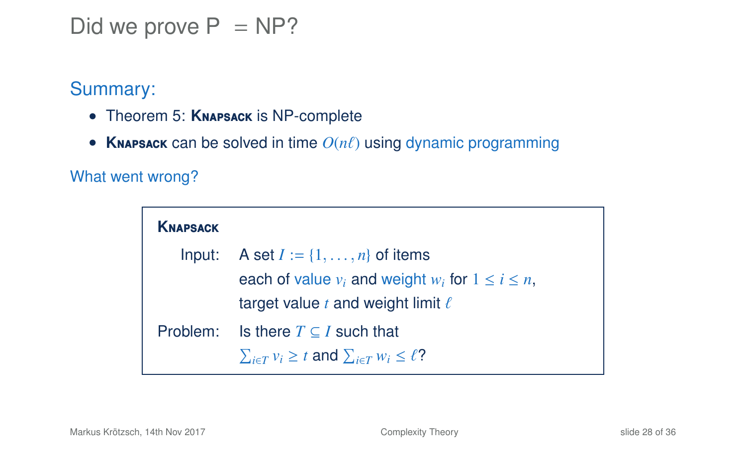# Did we prove P = NP?

**Summary:**

- Theorem 5: **Knapsack** is NP-complete
- **Knapsack** can be solved in time $O(n\ell)$ using dynamic programming

What went wrong?

> **Knapsack**
>
> Input: A set $I := \{1, \ldots, n\}$ of items each of value $v_i$ and weight $w_i$ for $1 \leq i \leq n$, target value $t$ and weight limit $\ell$
>
> Problem: Is there $T \subseteq I$ such that $\sum_{i \in T} v_i \geq t$ and $\sum_{i \in T} w_i \leq \ell$?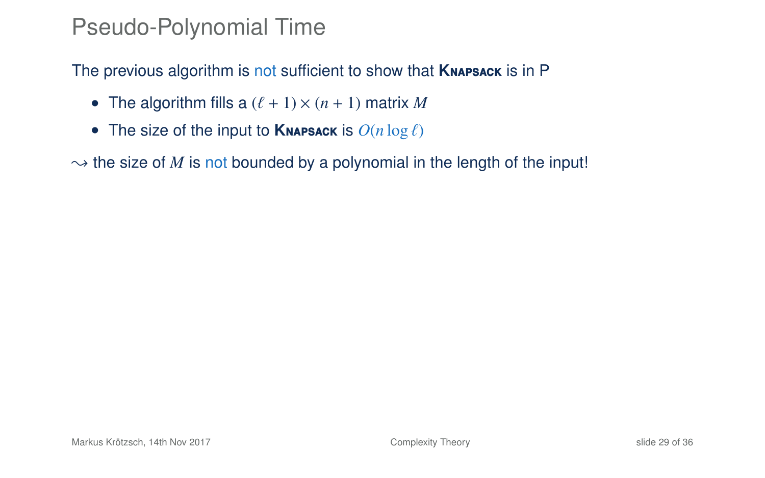# Pseudo-Polynomial Time

The previous algorithm is not sufficient to show that **Knapsack** is in P

- The algorithm fills a $(\ell + 1) \times (n + 1)$ matrix $M$
- The size of the input to **Knapsack** is $O(n \log \ell)$

$\rightsquigarrow$ the size of $M$ is not bounded by a polynomial in the length of the input!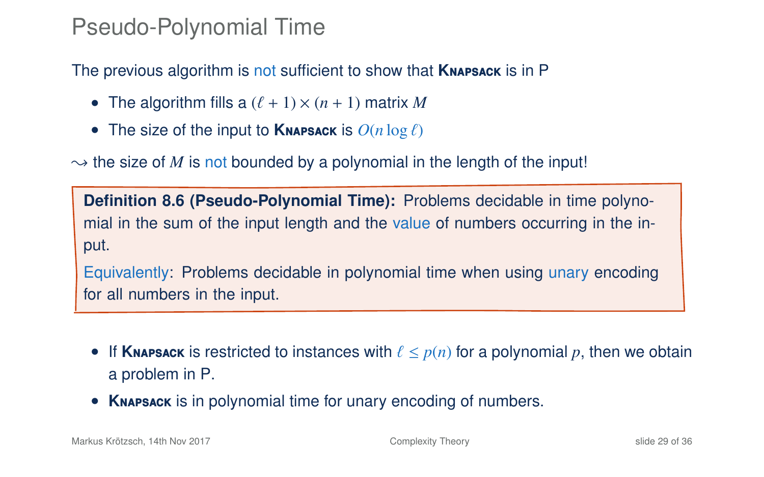# Pseudo-Polynomial Time

The previous algorithm is not sufficient to show that **Knapsack** is in P

- The algorithm fills a $(\ell + 1) \times (n + 1)$ matrix $M$
- The size of the input to **Knapsack** is $O(n \log \ell)$

$\rightsquigarrow$ the size of $M$ is not bounded by a polynomial in the length of the input!

**Definition 8.6 (Pseudo-Polynomial Time):** Problems decidable in time polynomial in the sum of the input length and the value of numbers occurring in the input.

Equivalently: Problems decidable in polynomial time when using unary encoding for all numbers in the input.

- If **Knapsack** is restricted to instances with $\ell \leq p(n)$ for a polynomial $p$, then we obtain a problem in P.
- **Knapsack** is in polynomial time for unary encoding of numbers.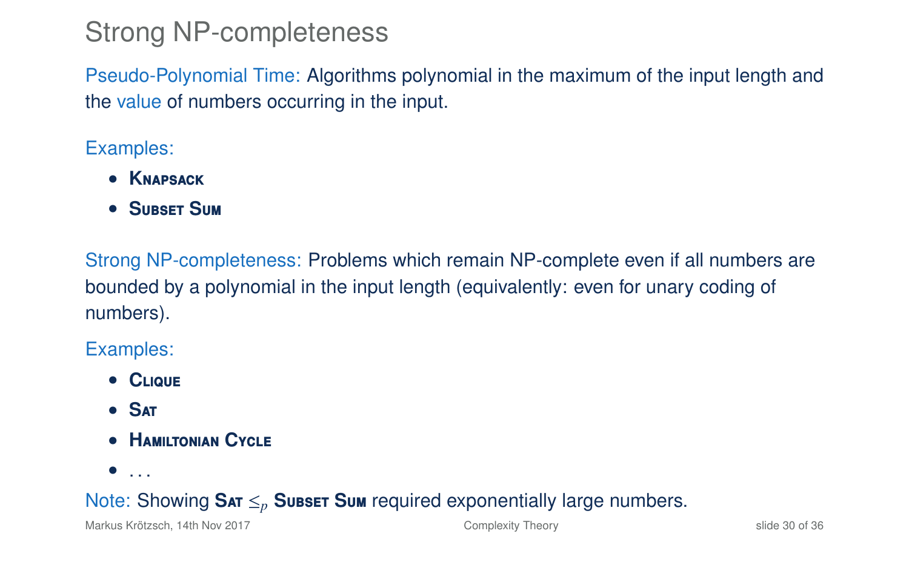# Strong NP-completeness

Pseudo-Polynomial Time: Algorithms polynomial in the maximum of the input length and the value of numbers occurring in the input.

Examples:

- **Knapsack**
- **Subset Sum**

Strong NP-completeness: Problems which remain NP-complete even if all numbers are bounded by a polynomial in the input length (equivalently: even for unary coding of numbers).

Examples:

- **Clique**
- **Sat**
- **Hamiltonian Cycle**
- ...

Note: Showing **Sat** $\leq_p$ **Subset Sum** required exponentially large numbers.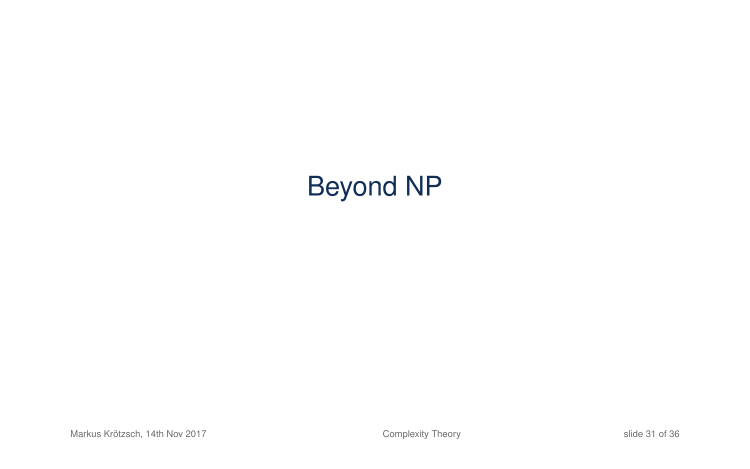# Beyond NP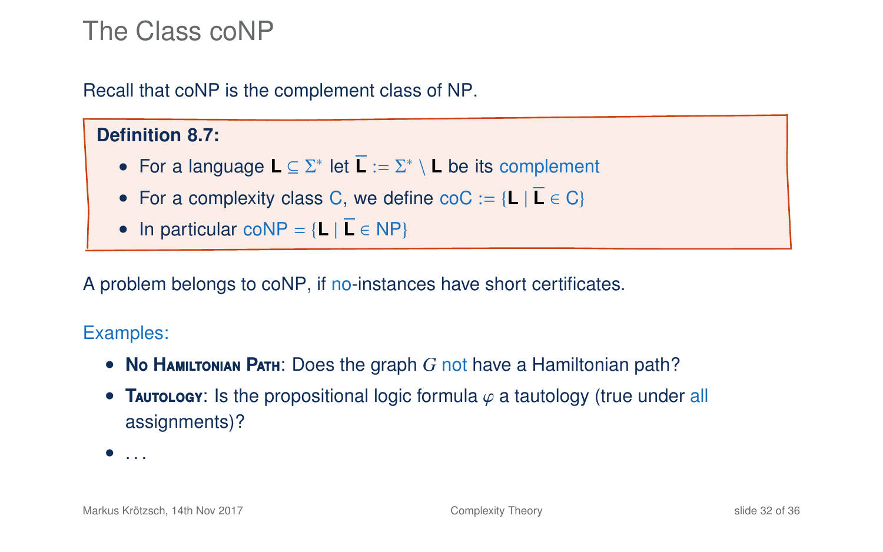# The Class coNP

Recall that coNP is the complement class of NP.

**Definition 8.7:**

- For a language $\mathbf{L} \subseteq \Sigma^*$ let $\overline{\mathbf{L}} := \Sigma^* \setminus \mathbf{L}$ be its complement
- For a complexity class C, we define $\text{coC} := \{\mathbf{L} \mid \overline{\mathbf{L}} \in \text{C}\}$
- In particular $\text{coNP} = \{\mathbf{L} \mid \overline{\mathbf{L}} \in \text{NP}\}$

A problem belongs to coNP, if no-instances have short certificates.

Examples:

- **No Hamiltonian Path**: Does the graph $G$ not have a Hamiltonian path?
- **Tautology**: Is the propositional logic formula $\varphi$ a tautology (true under all assignments)?
- ...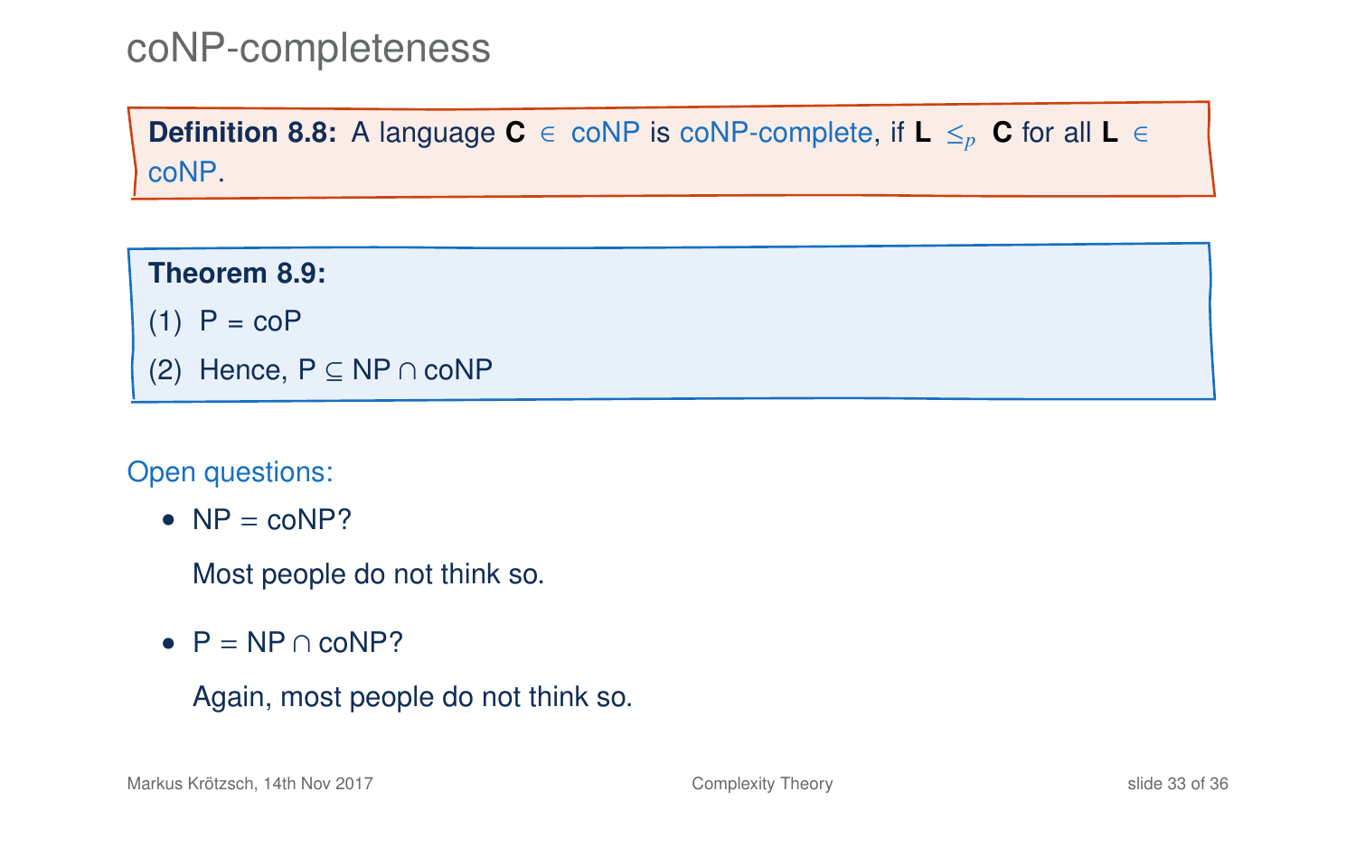# coNP-completeness

**Definition 8.8:** A language $\mathbf{C} \in$ coNP is coNP-complete, if $\mathbf{L} \leq_p \mathbf{C}$ for all $\mathbf{L} \in$ coNP.

**Theorem 8.9:**

(1) P = coP

(2) Hence, P $\subseteq$ NP $\cap$ coNP

Open questions:

- NP = coNP?

  Most people do not think so.

- P = NP $\cap$ coNP?

  Again, most people do not think so.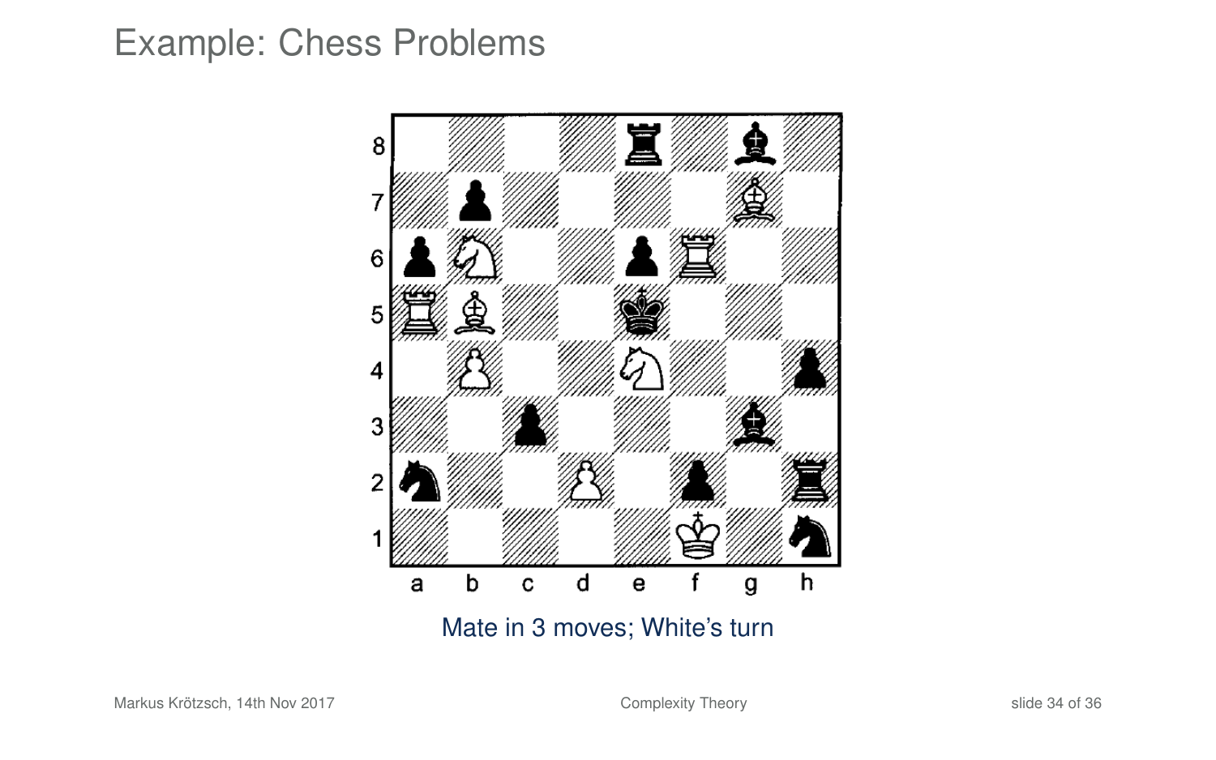# Example: Chess Problems

Mate in 3 moves; White's turn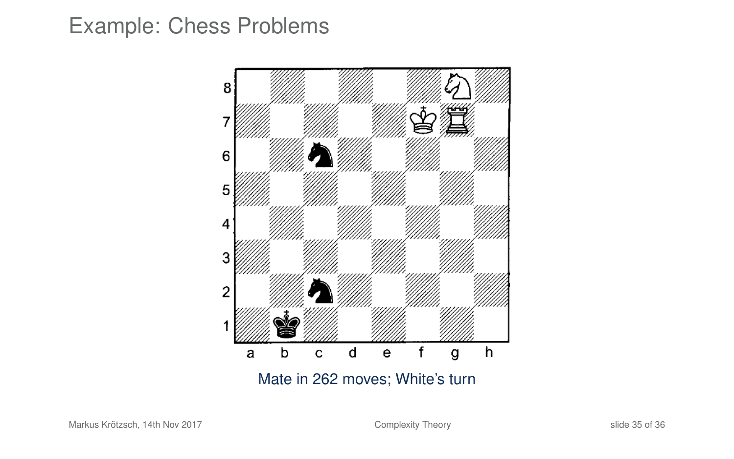# Example: Chess Problems

Mate in 262 moves; White's turn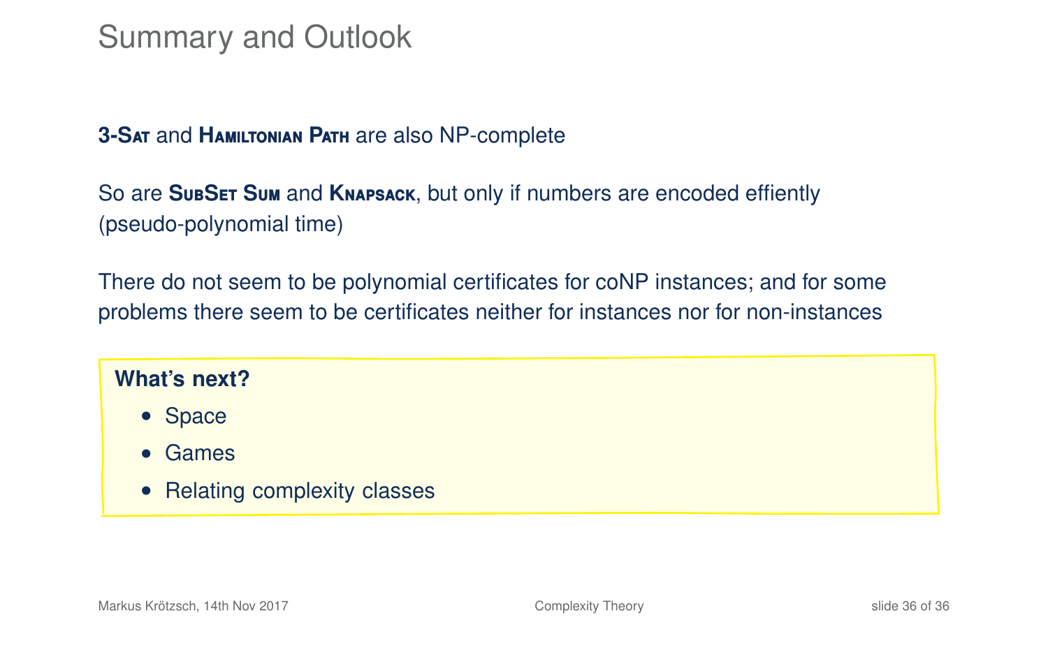# Summary and Outlook

**3-Sat** and **Hamiltonian Path** are also NP-complete

So are **SubSet Sum** and **Knapsack**, but only if numbers are encoded effiently (pseudo-polynomial time)

There do not seem to be polynomial certificates for coNP instances; and for some problems there seem to be certificates neither for instances nor for non-instances

**What's next?**

- Space
- Games
- Relating complexity classes